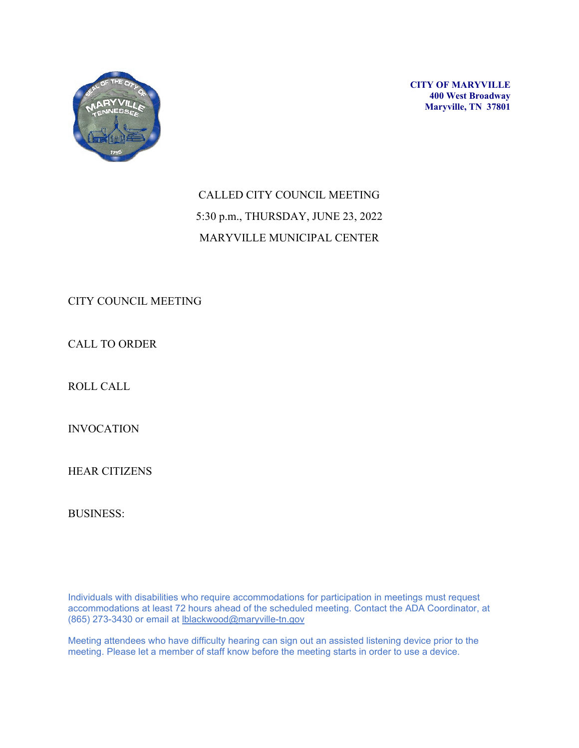**CITY OF MARYVILLE**
**400 West Broadway**
**Maryville, TN 37801**

# CALLED CITY COUNCIL MEETING

5:30 p.m., THURSDAY, JUNE 23, 2022

MARYVILLE MUNICIPAL CENTER

CITY COUNCIL MEETING

CALL TO ORDER

ROLL CALL

INVOCATION

HEAR CITIZENS

BUSINESS:

Individuals with disabilities who require accommodations for participation in meetings must request accommodations at least 72 hours ahead of the scheduled meeting. Contact the ADA Coordinator, at (865) 273-3430 or email at lblackwood@maryville-tn.gov

Meeting attendees who have difficulty hearing can sign out an assisted listening device prior to the meeting. Please let a member of staff know before the meeting starts in order to use a device.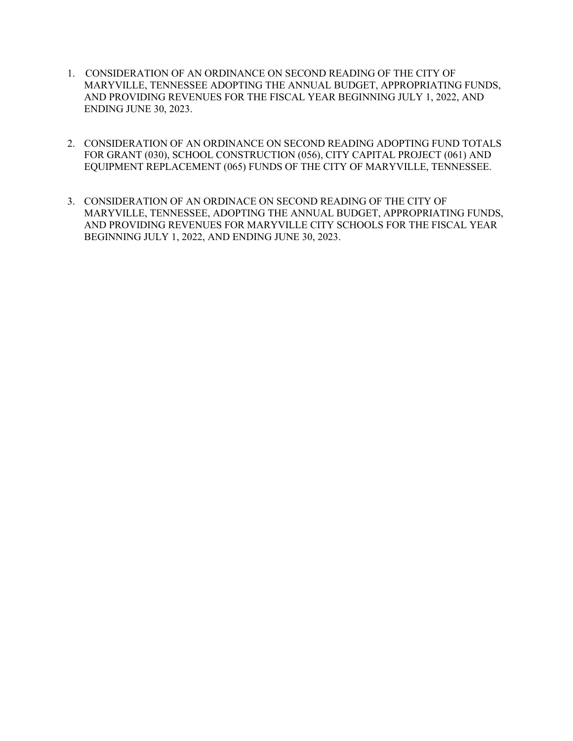1. CONSIDERATION OF AN ORDINANCE ON SECOND READING OF THE CITY OF MARYVILLE, TENNESSEE ADOPTING THE ANNUAL BUDGET, APPROPRIATING FUNDS, AND PROVIDING REVENUES FOR THE FISCAL YEAR BEGINNING JULY 1, 2022, AND ENDING JUNE 30, 2023.

2. CONSIDERATION OF AN ORDINANCE ON SECOND READING ADOPTING FUND TOTALS FOR GRANT (030), SCHOOL CONSTRUCTION (056), CITY CAPITAL PROJECT (061) AND EQUIPMENT REPLACEMENT (065) FUNDS OF THE CITY OF MARYVILLE, TENNESSEE.

3. CONSIDERATION OF AN ORDINACE ON SECOND READING OF THE CITY OF MARYVILLE, TENNESSEE, ADOPTING THE ANNUAL BUDGET, APPROPRIATING FUNDS, AND PROVIDING REVENUES FOR MARYVILLE CITY SCHOOLS FOR THE FISCAL YEAR BEGINNING JULY 1, 2022, AND ENDING JUNE 30, 2023.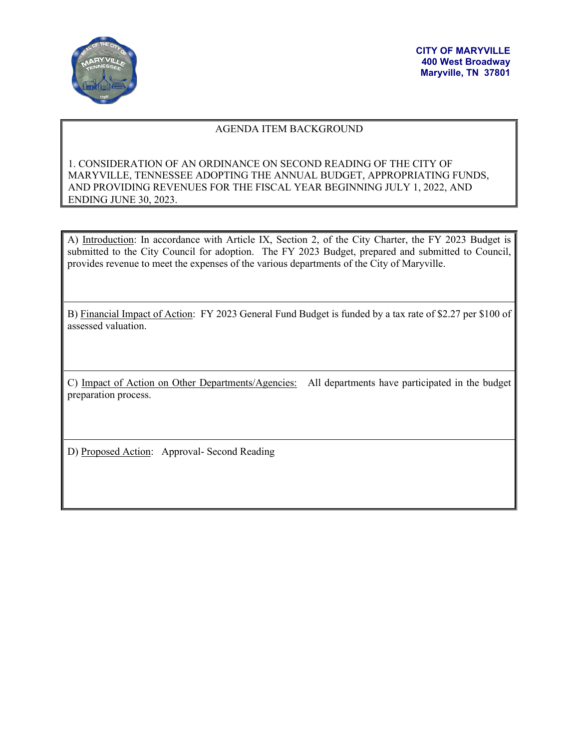**CITY OF MARYVILLE**
**400 West Broadway**
**Maryville, TN 37801**

## AGENDA ITEM BACKGROUND

1. CONSIDERATION OF AN ORDINANCE ON SECOND READING OF THE CITY OF MARYVILLE, TENNESSEE ADOPTING THE ANNUAL BUDGET, APPROPRIATING FUNDS, AND PROVIDING REVENUES FOR THE FISCAL YEAR BEGINNING JULY 1, 2022, AND ENDING JUNE 30, 2023.

A) Introduction: In accordance with Article IX, Section 2, of the City Charter, the FY 2023 Budget is submitted to the City Council for adoption. The FY 2023 Budget, prepared and submitted to Council, provides revenue to meet the expenses of the various departments of the City of Maryville.

B) Financial Impact of Action: FY 2023 General Fund Budget is funded by a tax rate of $2.27 per $100 of assessed valuation.

C) Impact of Action on Other Departments/Agencies: All departments have participated in the budget preparation process.

D) Proposed Action: Approval- Second Reading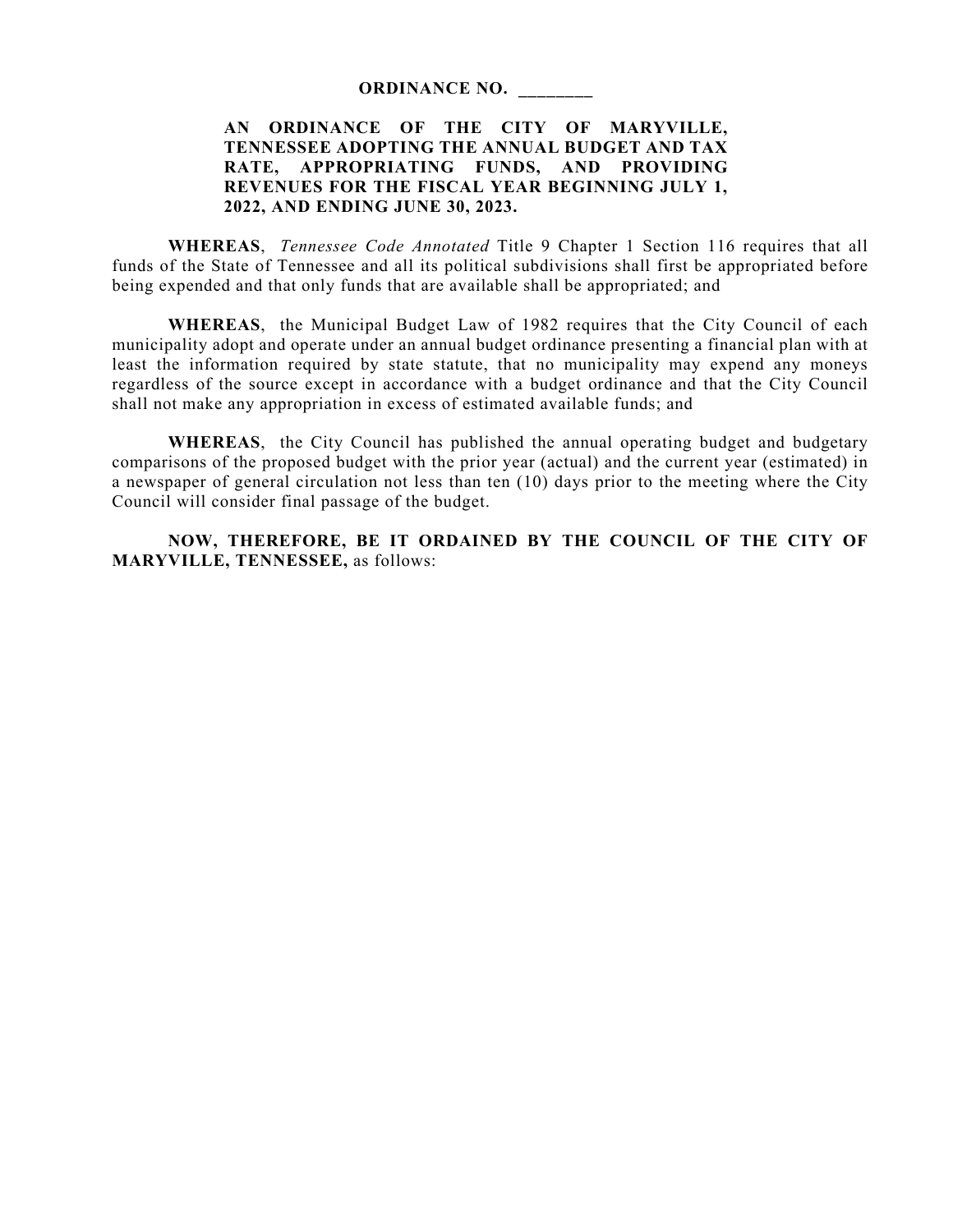**ORDINANCE NO. ________**

**AN ORDINANCE OF THE CITY OF MARYVILLE, TENNESSEE ADOPTING THE ANNUAL BUDGET AND TAX RATE, APPROPRIATING FUNDS, AND PROVIDING REVENUES FOR THE FISCAL YEAR BEGINNING JULY 1, 2022, AND ENDING JUNE 30, 2023.**

**WHEREAS**, *Tennessee Code Annotated* Title 9 Chapter 1 Section 116 requires that all funds of the State of Tennessee and all its political subdivisions shall first be appropriated before being expended and that only funds that are available shall be appropriated; and

**WHEREAS**, the Municipal Budget Law of 1982 requires that the City Council of each municipality adopt and operate under an annual budget ordinance presenting a financial plan with at least the information required by state statute, that no municipality may expend any moneys regardless of the source except in accordance with a budget ordinance and that the City Council shall not make any appropriation in excess of estimated available funds; and

**WHEREAS**, the City Council has published the annual operating budget and budgetary comparisons of the proposed budget with the prior year (actual) and the current year (estimated) in a newspaper of general circulation not less than ten (10) days prior to the meeting where the City Council will consider final passage of the budget.

**NOW, THEREFORE, BE IT ORDAINED BY THE COUNCIL OF THE CITY OF MARYVILLE, TENNESSEE,** as follows: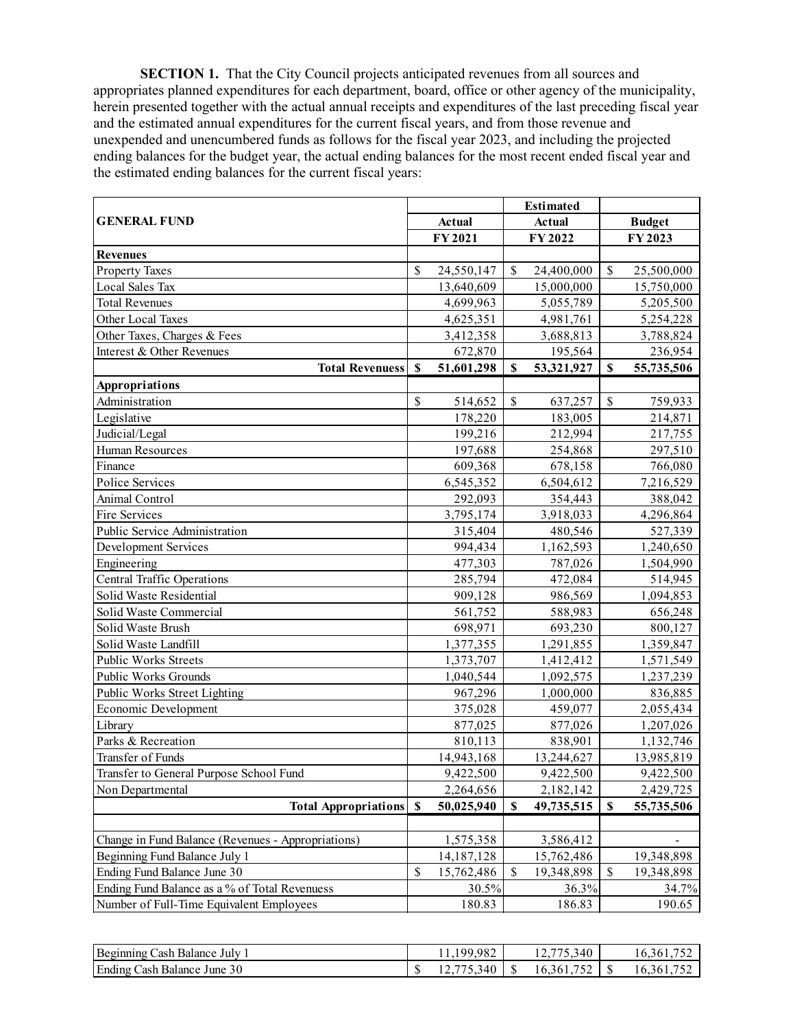**SECTION 1.** That the City Council projects anticipated revenues from all sources and appropriates planned expenditures for each department, board, office or other agency of the municipality, herein presented together with the actual annual receipts and expenditures of the last preceding fiscal year and the estimated annual expenditures for the current fiscal years, and from those revenue and unexpended and unencumbered funds as follows for the fiscal year 2023, and including the projected ending balances for the budget year, the actual ending balances for the most recent ended fiscal year and the estimated ending balances for the current fiscal years:

| GENERAL FUND | Actual FY 2021 | Estimated Actual FY 2022 | Budget FY 2023 |
|---|---|---|---|
| **Revenues** | | | |
| Property Taxes | $ 24,550,147 | $ 24,400,000 | $ 25,500,000 |
| Local Sales Tax | 13,640,609 | 15,000,000 | 15,750,000 |
| Total Revenues | 4,699,963 | 5,055,789 | 5,205,500 |
| Other Local Taxes | 4,625,351 | 4,981,761 | 5,254,228 |
| Other Taxes, Charges & Fees | 3,412,358 | 3,688,813 | 3,788,824 |
| Interest & Other Revenues | 672,870 | 195,564 | 236,954 |
| **Total Revenuess** | **$ 51,601,298** | **$ 53,321,927** | **$ 55,735,506** |
| **Appropriations** | | | |
| Administration | $ 514,652 | $ 637,257 | $ 759,933 |
| Legislative | 178,220 | 183,005 | 214,871 |
| Judicial/Legal | 199,216 | 212,994 | 217,755 |
| Human Resources | 197,688 | 254,868 | 297,510 |
| Finance | 609,368 | 678,158 | 766,080 |
| Police Services | 6,545,352 | 6,504,612 | 7,216,529 |
| Animal Control | 292,093 | 354,443 | 388,042 |
| Fire Services | 3,795,174 | 3,918,033 | 4,296,864 |
| Public Service Administration | 315,404 | 480,546 | 527,339 |
| Development Services | 994,434 | 1,162,593 | 1,240,650 |
| Engineering | 477,303 | 787,026 | 1,504,990 |
| Central Traffic Operations | 285,794 | 472,084 | 514,945 |
| Solid Waste Residential | 909,128 | 986,569 | 1,094,853 |
| Solid Waste Commercial | 561,752 | 588,983 | 656,248 |
| Solid Waste Brush | 698,971 | 693,230 | 800,127 |
| Solid Waste Landfill | 1,377,355 | 1,291,855 | 1,359,847 |
| Public Works Streets | 1,373,707 | 1,412,412 | 1,571,549 |
| Public Works Grounds | 1,040,544 | 1,092,575 | 1,237,239 |
| Public Works Street Lighting | 967,296 | 1,000,000 | 836,885 |
| Economic Development | 375,028 | 459,077 | 2,055,434 |
| Library | 877,025 | 877,026 | 1,207,026 |
| Parks & Recreation | 810,113 | 838,901 | 1,132,746 |
| Transfer of Funds | 14,943,168 | 13,244,627 | 13,985,819 |
| Transfer to General Purpose School Fund | 9,422,500 | 9,422,500 | 9,422,500 |
| Non Departmental | 2,264,656 | 2,182,142 | 2,429,725 |
| **Total Appropriations** | **$ 50,025,940** | **$ 49,735,515** | **$ 55,735,506** |
| | | | |
| Change in Fund Balance (Revenues - Appropriations) | 1,575,358 | 3,586,412 | - |
| Beginning Fund Balance July 1 | 14,187,128 | 15,762,486 | 19,348,898 |
| Ending Fund Balance June 30 | $ 15,762,486 | $ 19,348,898 | $ 19,348,898 |
| Ending Fund Balance as a % of Total Revenuess | 30.5% | 36.3% | 34.7% |
| Number of Full-Time Equivalent Employees | 180.83 | 186.83 | 190.65 |

| | | | |
|---|---|---|---|
| Beginning Cash Balance July 1 | 11,199,982 | 12,775,340 | 16,361,752 |
| Ending Cash Balance June 30 | $ 12,775,340 | $ 16,361,752 | $ 16,361,752 |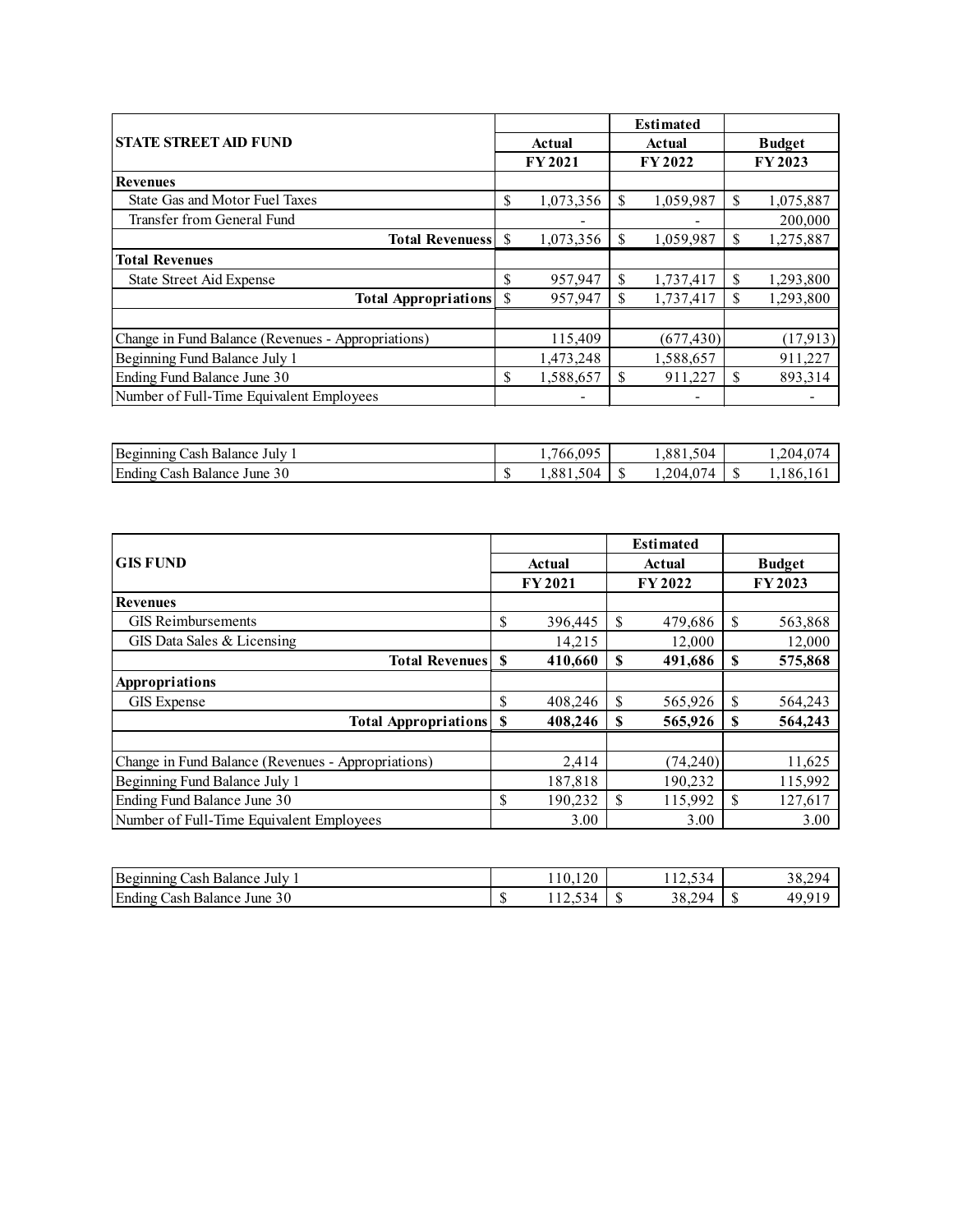| STATE STREET AID FUND | Actual FY 2021 | Estimated Actual FY 2022 | Budget FY 2023 |
|---|---|---|---|
| **Revenues** | | | |
| State Gas and Motor Fuel Taxes | $ 1,073,356 | $ 1,059,987 | $ 1,075,887 |
| Transfer from General Fund | - | - | 200,000 |
| **Total Revenuess** | $ 1,073,356 | $ 1,059,987 | $ 1,275,887 |
| **Total Revenues** | | | |
| State Street Aid Expense | $ 957,947 | $ 1,737,417 | $ 1,293,800 |
| **Total Appropriations** | $ 957,947 | $ 1,737,417 | $ 1,293,800 |
| | | | |
| Change in Fund Balance (Revenues - Appropriations) | 115,409 | (677,430) | (17,913) |
| Beginning Fund Balance July 1 | 1,473,248 | 1,588,657 | 911,227 |
| Ending Fund Balance June 30 | $ 1,588,657 | $ 911,227 | $ 893,314 |
| Number of Full-Time Equivalent Employees | - | - | - |

| | | | |
|---|---|---|---|
| Beginning Cash Balance July 1 | 1,766,095 | 1,881,504 | 1,204,074 |
| Ending Cash Balance June 30 | $ 1,881,504 | $ 1,204,074 | $ 1,186,161 |

| GIS FUND | Actual FY 2021 | Estimated Actual FY 2022 | Budget FY 2023 |
|---|---|---|---|
| **Revenues** | | | |
| GIS Reimbursements | $ 396,445 | $ 479,686 | $ 563,868 |
| GIS Data Sales & Licensing | 14,215 | 12,000 | 12,000 |
| **Total Revenues** | **$ 410,660** | **$ 491,686** | **$ 575,868** |
| **Appropriations** | | | |
| GIS Expense | $ 408,246 | $ 565,926 | $ 564,243 |
| **Total Appropriations** | **$ 408,246** | **$ 565,926** | **$ 564,243** |
| | | | |
| Change in Fund Balance (Revenues - Appropriations) | 2,414 | (74,240) | 11,625 |
| Beginning Fund Balance July 1 | 187,818 | 190,232 | 115,992 |
| Ending Fund Balance June 30 | $ 190,232 | $ 115,992 | $ 127,617 |
| Number of Full-Time Equivalent Employees | 3.00 | 3.00 | 3.00 |

| | | | |
|---|---|---|---|
| Beginning Cash Balance July 1 | 110,120 | 112,534 | 38,294 |
| Ending Cash Balance June 30 | $ 112,534 | $ 38,294 | $ 49,919 |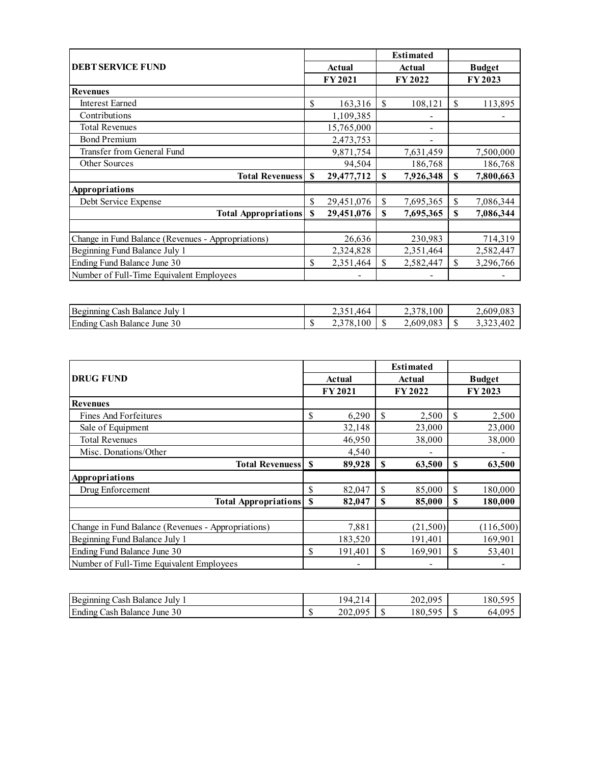| DEBT SERVICE FUND | Actual FY 2021 | Estimated Actual FY 2022 | Budget FY 2023 |
|---|---|---|---|
| **Revenues** | | | |
| Interest Earned | $ 163,316 | $ 108,121 | $ 113,895 |
| Contributions | 1,109,385 | - | - |
| Total Revenues | 15,765,000 | - | |
| Bond Premium | 2,473,753 | - | |
| Transfer from General Fund | 9,871,754 | 7,631,459 | 7,500,000 |
| Other Sources | 94,504 | 186,768 | 186,768 |
| **Total Revenuess** | **$ 29,477,712** | **$ 7,926,348** | **$ 7,800,663** |
| **Appropriations** | | | |
| Debt Service Expense | $ 29,451,076 | $ 7,695,365 | $ 7,086,344 |
| **Total Appropriations** | **$ 29,451,076** | **$ 7,695,365** | **$ 7,086,344** |
| | | | |
| Change in Fund Balance (Revenues - Appropriations) | 26,636 | 230,983 | 714,319 |
| Beginning Fund Balance July 1 | 2,324,828 | 2,351,464 | 2,582,447 |
| Ending Fund Balance June 30 | $ 2,351,464 | $ 2,582,447 | $ 3,296,766 |
| Number of Full-Time Equivalent Employees | - | - | - |

| | | | |
|---|---|---|---|
| Beginning Cash Balance July 1 | 2,351,464 | 2,378,100 | 2,609,083 |
| Ending Cash Balance June 30 | $ 2,378,100 | $ 2,609,083 | $ 3,323,402 |

| DRUG FUND | Actual FY 2021 | Estimated Actual FY 2022 | Budget FY 2023 |
|---|---|---|---|
| **Revenues** | | | |
| Fines And Forfeitures | $ 6,290 | $ 2,500 | $ 2,500 |
| Sale of Equipment | 32,148 | 23,000 | 23,000 |
| Total Revenues | 46,950 | 38,000 | 38,000 |
| Misc. Donations/Other | 4,540 | - | - |
| **Total Revenuess** | **$ 89,928** | **$ 63,500** | **$ 63,500** |
| **Appropriations** | | | |
| Drug Enforcement | $ 82,047 | $ 85,000 | $ 180,000 |
| **Total Appropriations** | **$ 82,047** | **$ 85,000** | **$ 180,000** |
| | | | |
| Change in Fund Balance (Revenues - Appropriations) | 7,881 | (21,500) | (116,500) |
| Beginning Fund Balance July 1 | 183,520 | 191,401 | 169,901 |
| Ending Fund Balance June 30 | $ 191,401 | $ 169,901 | $ 53,401 |
| Number of Full-Time Equivalent Employees | - | - | - |

| | | | |
|---|---|---|---|
| Beginning Cash Balance July 1 | 194,214 | 202,095 | 180,595 |
| Ending Cash Balance June 30 | $ 202,095 | $ 180,595 | $ 64,095 |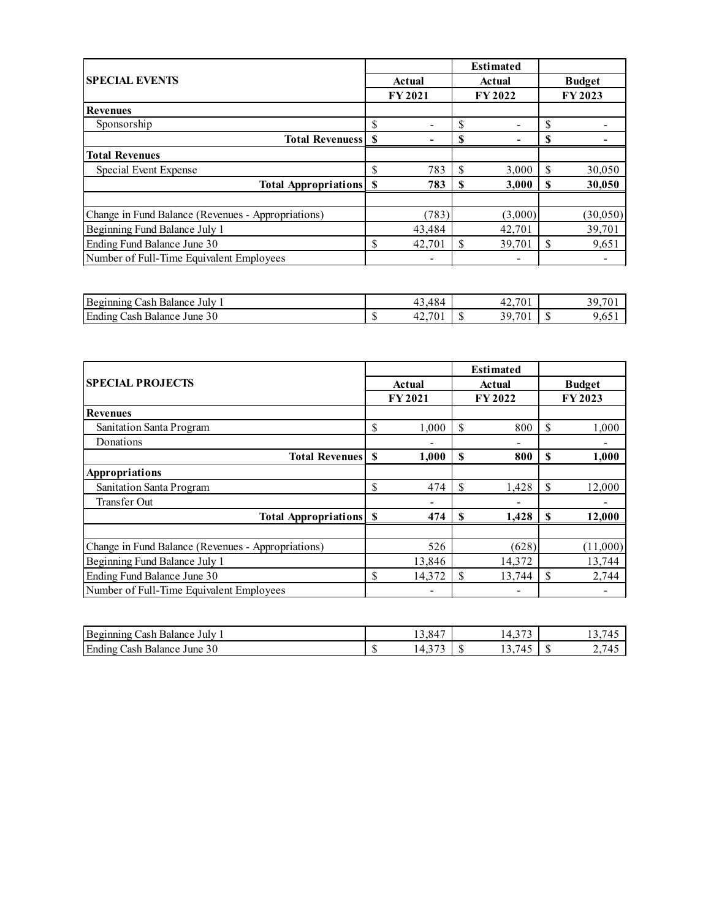| SPECIAL EVENTS | Actual FY 2021 | Estimated Actual FY 2022 | Budget FY 2023 |
|---|---|---|---|
| **Revenues** | | | |
| Sponsorship | $ - | $ - | $ - |
| **Total Revenuess** | **$ -** | **$ -** | **$ -** |
| **Total Revenues** | | | |
| Special Event Expense | $ 783 | $ 3,000 | $ 30,050 |
| **Total Appropriations** | **$ 783** | **$ 3,000** | **$ 30,050** |
| | | | |
| Change in Fund Balance (Revenues - Appropriations) | (783) | (3,000) | (30,050) |
| Beginning Fund Balance July 1 | 43,484 | 42,701 | 39,701 |
| Ending Fund Balance June 30 | $ 42,701 | $ 39,701 | $ 9,651 |
| Number of Full-Time Equivalent Employees | - | - | - |

| | | | |
|---|---|---|---|
| Beginning Cash Balance July 1 | 43,484 | 42,701 | 39,701 |
| Ending Cash Balance June 30 | $ 42,701 | $ 39,701 | $ 9,651 |

| SPECIAL PROJECTS | Actual FY 2021 | Estimated Actual FY 2022 | Budget FY 2023 |
|---|---|---|---|
| **Revenues** | | | |
| Sanitation Santa Program | $ 1,000 | $ 800 | $ 1,000 |
| Donations | - | - | - |
| **Total Revenues** | **$ 1,000** | **$ 800** | **$ 1,000** |
| **Appropriations** | | | |
| Sanitation Santa Program | $ 474 | $ 1,428 | $ 12,000 |
| Transfer Out | - | - | - |
| **Total Appropriations** | **$ 474** | **$ 1,428** | **$ 12,000** |
| | | | |
| Change in Fund Balance (Revenues - Appropriations) | 526 | (628) | (11,000) |
| Beginning Fund Balance July 1 | 13,846 | 14,372 | 13,744 |
| Ending Fund Balance June 30 | $ 14,372 | $ 13,744 | $ 2,744 |
| Number of Full-Time Equivalent Employees | - | - | - |

| | | | |
|---|---|---|---|
| Beginning Cash Balance July 1 | 13,847 | 14,373 | 13,745 |
| Ending Cash Balance June 30 | $ 14,373 | $ 13,745 | $ 2,745 |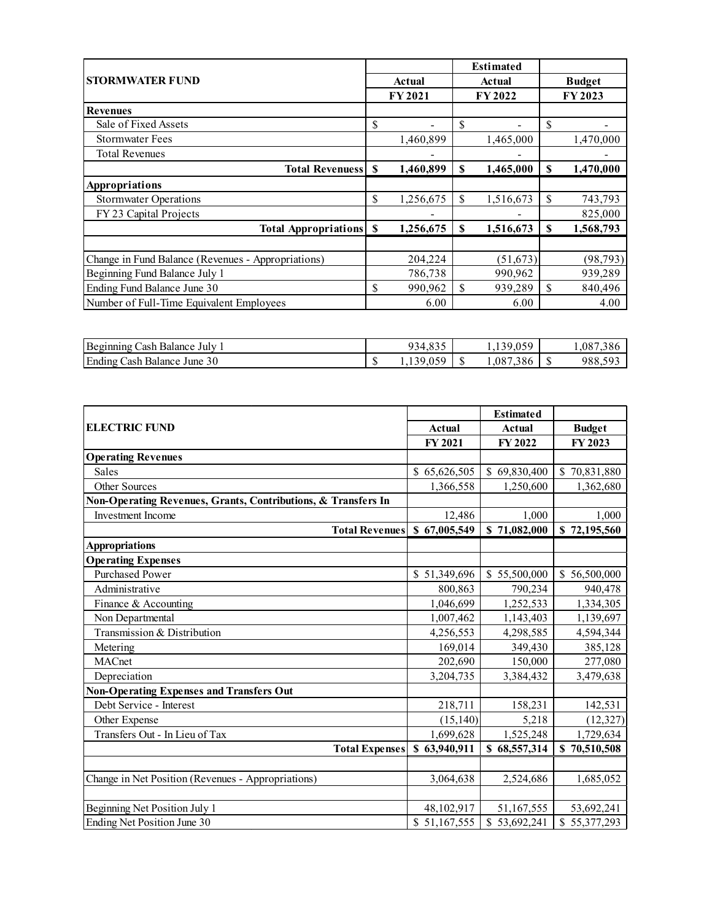| STORMWATER FUND | Actual FY 2021 | Estimated Actual FY 2022 | Budget FY 2023 |
|---|---|---|---|
| **Revenues** | | | |
| Sale of Fixed Assets | $ - | $ - | $ - |
| Stormwater Fees | 1,460,899 | 1,465,000 | 1,470,000 |
| Total Revenues | - | - | - |
| **Total Revenuess** | **$ 1,460,899** | **$ 1,465,000** | **$ 1,470,000** |
| **Appropriations** | | | |
| Stormwater Operations | $ 1,256,675 | $ 1,516,673 | $ 743,793 |
| FY 23 Capital Projects | - | - | 825,000 |
| **Total Appropriations** | **$ 1,256,675** | **$ 1,516,673** | **$ 1,568,793** |
| | | | |
| Change in Fund Balance (Revenues - Appropriations) | 204,224 | (51,673) | (98,793) |
| Beginning Fund Balance July 1 | 786,738 | 990,962 | 939,289 |
| Ending Fund Balance June 30 | $ 990,962 | $ 939,289 | $ 840,496 |
| Number of Full-Time Equivalent Employees | 6.00 | 6.00 | 4.00 |

| | | | |
|---|---|---|---|
| Beginning Cash Balance July 1 | 934,835 | 1,139,059 | 1,087,386 |
| Ending Cash Balance June 30 | $ 1,139,059 | $ 1,087,386 | $ 988,593 |

| ELECTRIC FUND | Actual FY 2021 | Estimated Actual FY 2022 | Budget FY 2023 |
|---|---|---|---|
| **Operating Revenues** | | | |
| Sales | $ 65,626,505 | $ 69,830,400 | $ 70,831,880 |
| Other Sources | 1,366,558 | 1,250,600 | 1,362,680 |
| **Non-Operating Revenues, Grants, Contributions, & Transfers In** | | | |
| Investment Income | 12,486 | 1,000 | 1,000 |
| **Total Revenues** | **$ 67,005,549** | **$ 71,082,000** | **$ 72,195,560** |
| **Appropriations** | | | |
| **Operating Expenses** | | | |
| Purchased Power | $ 51,349,696 | $ 55,500,000 | $ 56,500,000 |
| Administrative | 800,863 | 790,234 | 940,478 |
| Finance & Accounting | 1,046,699 | 1,252,533 | 1,334,305 |
| Non Departmental | 1,007,462 | 1,143,403 | 1,139,697 |
| Transmission & Distribution | 4,256,553 | 4,298,585 | 4,594,344 |
| Metering | 169,014 | 349,430 | 385,128 |
| MACnet | 202,690 | 150,000 | 277,080 |
| Depreciation | 3,204,735 | 3,384,432 | 3,479,638 |
| **Non-Operating Expenses and Transfers Out** | | | |
| Debt Service - Interest | 218,711 | 158,231 | 142,531 |
| Other Expense | (15,140) | 5,218 | (12,327) |
| Transfers Out - In Lieu of Tax | 1,699,628 | 1,525,248 | 1,729,634 |
| **Total Expenses** | **$ 63,940,911** | **$ 68,557,314** | **$ 70,510,508** |
| | | | |
| Change in Net Position (Revenues - Appropriations) | 3,064,638 | 2,524,686 | 1,685,052 |
| | | | |
| Beginning Net Position July 1 | 48,102,917 | 51,167,555 | 53,692,241 |
| Ending Net Position June 30 | $ 51,167,555 | $ 53,692,241 | $ 55,377,293 |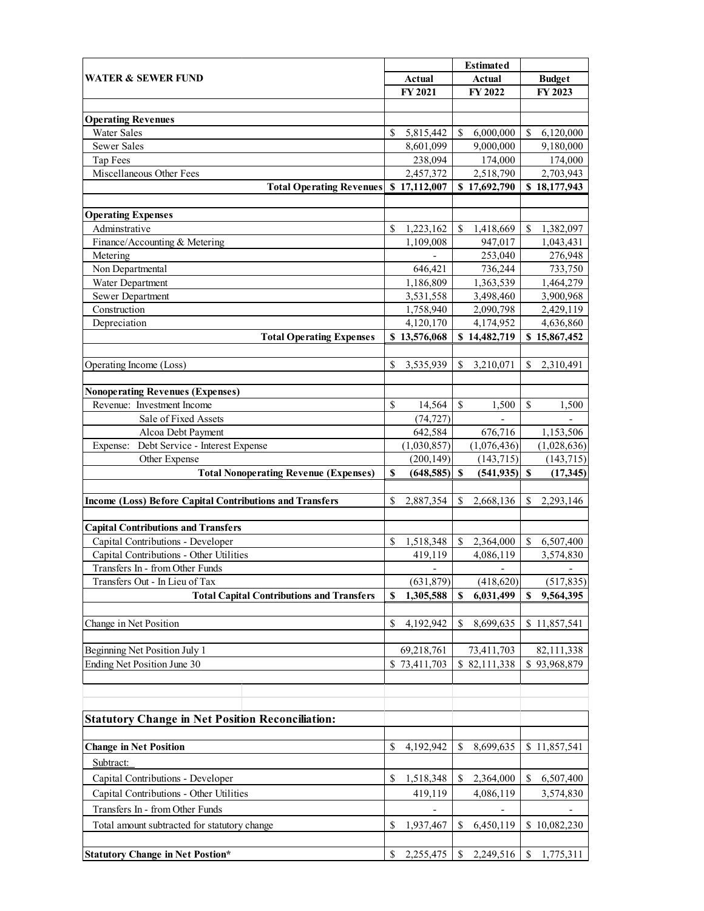| WATER & SEWER FUND | Actual FY 2021 | Estimated Actual FY 2022 | Budget FY 2023 |
|---|---|---|---|
| **Operating Revenues** | | | |
| Water Sales | $ 5,815,442 | $ 6,000,000 | $ 6,120,000 |
| Sewer Sales | 8,601,099 | 9,000,000 | 9,180,000 |
| Tap Fees | 238,094 | 174,000 | 174,000 |
| Miscellaneous Other Fees | 2,457,372 | 2,518,790 | 2,703,943 |
| **Total Operating Revenues** | **$ 17,112,007** | **$ 17,692,790** | **$ 18,177,943** |
| **Operating Expenses** | | | |
| Adminstrative | $ 1,223,162 | $ 1,418,669 | $ 1,382,097 |
| Finance/Accounting & Metering | 1,109,008 | 947,017 | 1,043,431 |
| Metering | - | 253,040 | 276,948 |
| Non Departmental | 646,421 | 736,244 | 733,750 |
| Water Department | 1,186,809 | 1,363,539 | 1,464,279 |
| Sewer Department | 3,531,558 | 3,498,460 | 3,900,968 |
| Construction | 1,758,940 | 2,090,798 | 2,429,119 |
| Depreciation | 4,120,170 | 4,174,952 | 4,636,860 |
| **Total Operating Expenses** | **$ 13,576,068** | **$ 14,482,719** | **$ 15,867,452** |
| Operating Income (Loss) | $ 3,535,939 | $ 3,210,071 | $ 2,310,491 |
| **Nonoperating Revenues (Expenses)** | | | |
| Revenue: Investment Income | $ 14,564 | $ 1,500 | $ 1,500 |
| Sale of Fixed Assets | (74,727) | - | - |
| Alcoa Debt Payment | 642,584 | 676,716 | 1,153,506 |
| Expense: Debt Service - Interest Expense | (1,030,857) | (1,076,436) | (1,028,636) |
| Other Expense | (200,149) | (143,715) | (143,715) |
| **Total Nonoperating Revenue (Expenses)** | **$ (648,585)** | **$ (541,935)** | **$ (17,345)** |
| **Income (Loss) Before Capital Contributions and Transfers** | $ 2,887,354 | $ 2,668,136 | $ 2,293,146 |
| **Capital Contributions and Transfers** | | | |
| Capital Contributions - Developer | $ 1,518,348 | $ 2,364,000 | $ 6,507,400 |
| Capital Contributions - Other Utilities | 419,119 | 4,086,119 | 3,574,830 |
| Transfers In - from Other Funds | - | - | - |
| Transfers Out - In Lieu of Tax | (631,879) | (418,620) | (517,835) |
| **Total Capital Contributions and Transfers** | **$ 1,305,588** | **$ 6,031,499** | **$ 9,564,395** |
| Change in Net Position | $ 4,192,942 | $ 8,699,635 | $ 11,857,541 |
| Beginning Net Position July 1 | 69,218,761 | 73,411,703 | 82,111,338 |
| Ending Net Position June 30 | $ 73,411,703 | $ 82,111,338 | $ 93,968,879 |

| **Statutory Change in Net Position Reconciliation:** | | | |
|---|---|---|---|
| **Change in Net Position** | $ 4,192,942 | $ 8,699,635 | $ 11,857,541 |
| Subtract: | | | |
| Capital Contributions - Developer | $ 1,518,348 | $ 2,364,000 | $ 6,507,400 |
| Capital Contributions - Other Utilities | 419,119 | 4,086,119 | 3,574,830 |
| Transfers In - from Other Funds | - | - | - |
| Total amount subtracted for statutory change | $ 1,937,467 | $ 6,450,119 | $ 10,082,230 |
| **Statutory Change in Net Postion*** | $ 2,255,475 | $ 2,249,516 | $ 1,775,311 |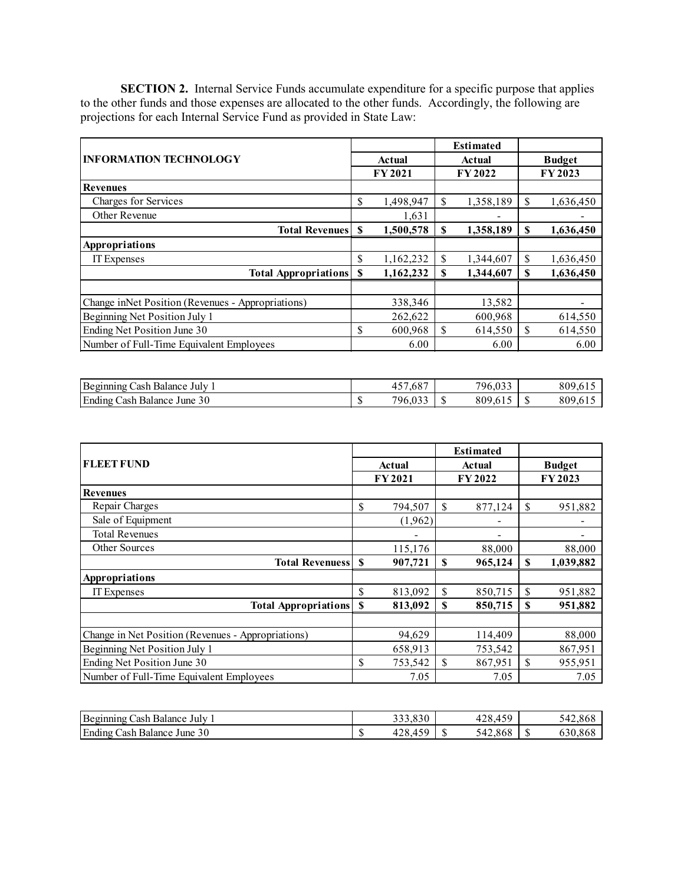**SECTION 2.** Internal Service Funds accumulate expenditure for a specific purpose that applies to the other funds and those expenses are allocated to the other funds. Accordingly, the following are projections for each Internal Service Fund as provided in State Law:

| INFORMATION TECHNOLOGY | Actual FY 2021 | Estimated Actual FY 2022 | Budget FY 2023 |
|---|---|---|---|
| **Revenues** | | | |
| Charges for Services | $ 1,498,947 | $ 1,358,189 | $ 1,636,450 |
| Other Revenue | 1,631 | - | - |
| **Total Revenues** | **$ 1,500,578** | **$ 1,358,189** | **$ 1,636,450** |
| **Appropriations** | | | |
| IT Expenses | $ 1,162,232 | $ 1,344,607 | $ 1,636,450 |
| **Total Appropriations** | **$ 1,162,232** | **$ 1,344,607** | **$ 1,636,450** |
| | | | |
| Change inNet Position (Revenues - Appropriations) | 338,346 | 13,582 | - |
| Beginning Net Position July 1 | 262,622 | 600,968 | 614,550 |
| Ending Net Position June 30 | $ 600,968 | $ 614,550 | $ 614,550 |
| Number of Full-Time Equivalent Employees | 6.00 | 6.00 | 6.00 |

| | | | |
|---|---|---|---|
| Beginning Cash Balance July 1 | 457,687 | 796,033 | 809,615 |
| Ending Cash Balance June 30 | $ 796,033 | $ 809,615 | $ 809,615 |

| FLEET FUND | Actual FY 2021 | Estimated Actual FY 2022 | Budget FY 2023 |
|---|---|---|---|
| **Revenues** | | | |
| Repair Charges | $ 794,507 | $ 877,124 | $ 951,882 |
| Sale of Equipment | (1,962) | - | - |
| Total Revenues | - | - | - |
| Other Sources | 115,176 | 88,000 | 88,000 |
| **Total Revenuess** | **$ 907,721** | **$ 965,124** | **$ 1,039,882** |
| **Appropriations** | | | |
| IT Expenses | $ 813,092 | $ 850,715 | $ 951,882 |
| **Total Appropriations** | **$ 813,092** | **$ 850,715** | **$ 951,882** |
| | | | |
| Change in Net Position (Revenues - Appropriations) | 94,629 | 114,409 | 88,000 |
| Beginning Net Position July 1 | 658,913 | 753,542 | 867,951 |
| Ending Net Position June 30 | $ 753,542 | $ 867,951 | $ 955,951 |
| Number of Full-Time Equivalent Employees | 7.05 | 7.05 | 7.05 |

| | | | |
|---|---|---|---|
| Beginning Cash Balance July 1 | 333,830 | 428,459 | 542,868 |
| Ending Cash Balance June 30 | $ 428,459 | $ 542,868 | $ 630,868 |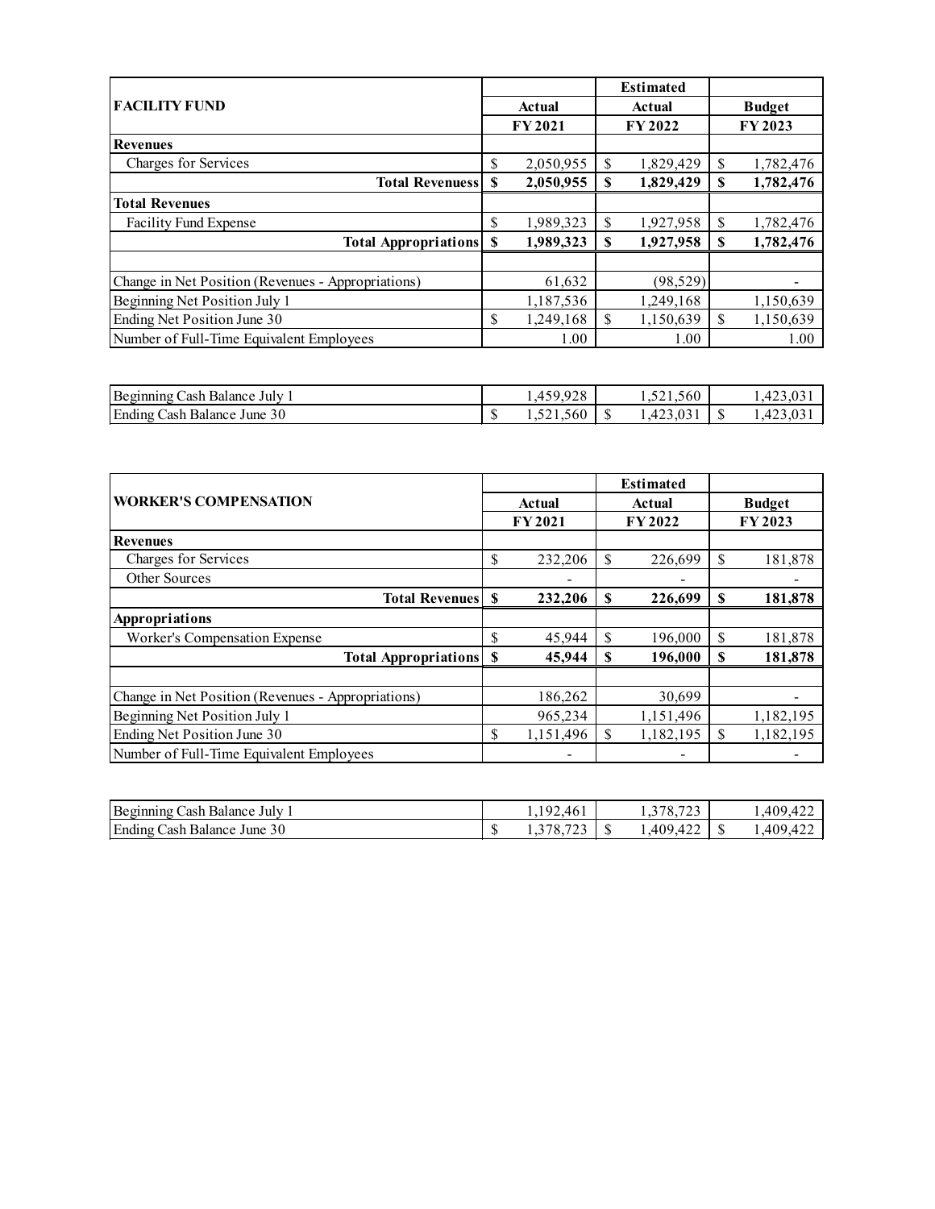| FACILITY FUND | Actual FY 2021 | Estimated Actual FY 2022 | Budget FY 2023 |
|---|---|---|---|
| **Revenues** | | | |
| Charges for Services | $ 2,050,955 | $ 1,829,429 | $ 1,782,476 |
| **Total Revenuess** | **$ 2,050,955** | **$ 1,829,429** | **$ 1,782,476** |
| **Total Revenues** | | | |
| Facility Fund Expense | $ 1,989,323 | $ 1,927,958 | $ 1,782,476 |
| **Total Appropriations** | **$ 1,989,323** | **$ 1,927,958** | **$ 1,782,476** |
| | | | |
| Change in Net Position (Revenues - Appropriations) | 61,632 | (98,529) | - |
| Beginning Net Position July 1 | 1,187,536 | 1,249,168 | 1,150,639 |
| Ending Net Position June 30 | $ 1,249,168 | $ 1,150,639 | $ 1,150,639 |
| Number of Full-Time Equivalent Employees | 1.00 | 1.00 | 1.00 |

| | | | |
|---|---|---|---|
| Beginning Cash Balance July 1 | 1,459,928 | 1,521,560 | 1,423,031 |
| Ending Cash Balance June 30 | $ 1,521,560 | $ 1,423,031 | $ 1,423,031 |

| WORKER'S COMPENSATION | Actual FY 2021 | Estimated Actual FY 2022 | Budget FY 2023 |
|---|---|---|---|
| **Revenues** | | | |
| Charges for Services | $ 232,206 | $ 226,699 | $ 181,878 |
| Other Sources | - | - | - |
| **Total Revenues** | **$ 232,206** | **$ 226,699** | **$ 181,878** |
| **Appropriations** | | | |
| Worker's Compensation Expense | $ 45,944 | $ 196,000 | $ 181,878 |
| **Total Appropriations** | **$ 45,944** | **$ 196,000** | **$ 181,878** |
| | | | |
| Change in Net Position (Revenues - Appropriations) | 186,262 | 30,699 | - |
| Beginning Net Position July 1 | 965,234 | 1,151,496 | 1,182,195 |
| Ending Net Position June 30 | $ 1,151,496 | $ 1,182,195 | $ 1,182,195 |
| Number of Full-Time Equivalent Employees | - | - | - |

| | | | |
|---|---|---|---|
| Beginning Cash Balance July 1 | 1,192,461 | 1,378,723 | 1,409,422 |
| Ending Cash Balance June 30 | $ 1,378,723 | $ 1,409,422 | $ 1,409,422 |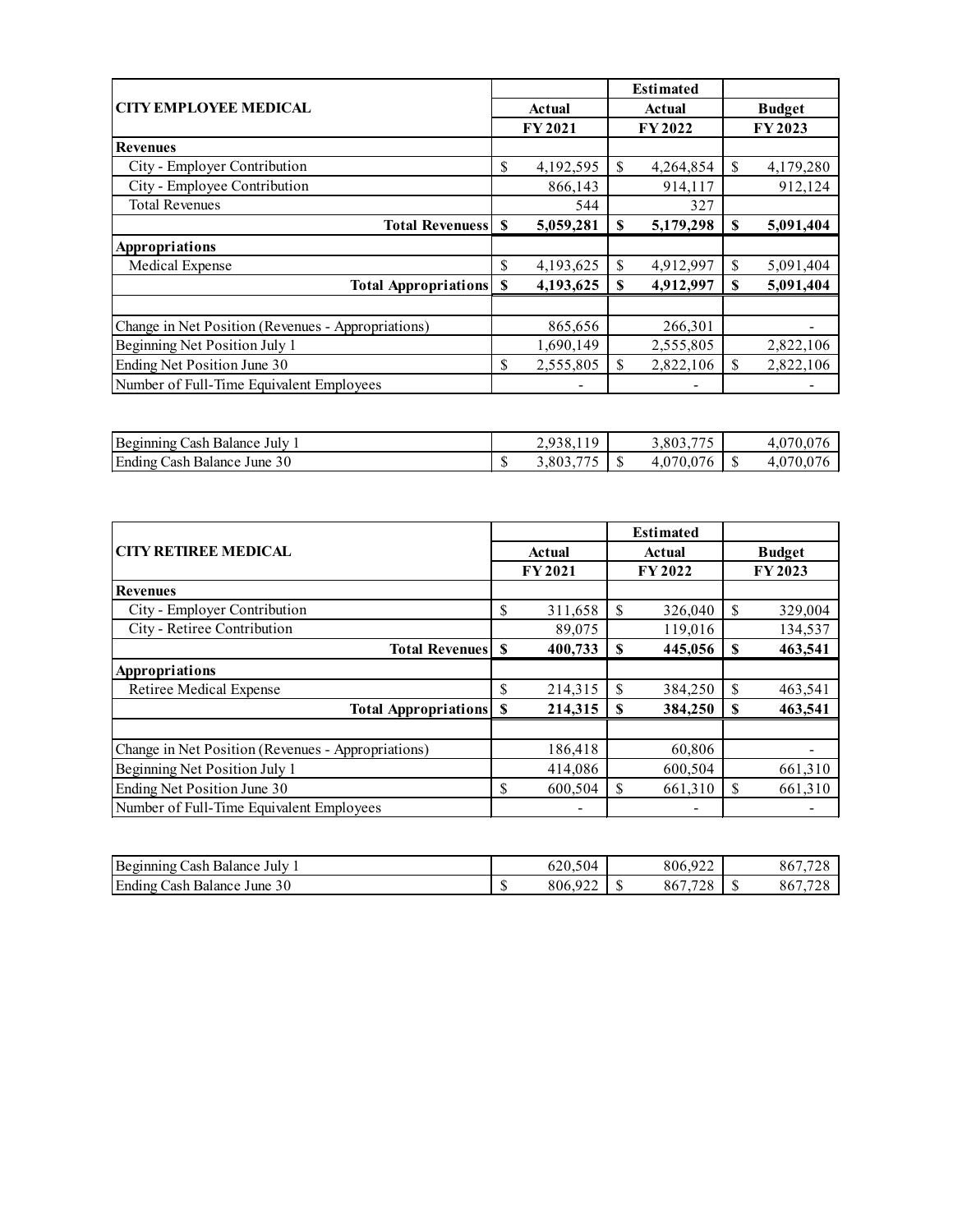| CITY EMPLOYEE MEDICAL | Actual FY 2021 | Estimated Actual FY 2022 | Budget FY 2023 |
|---|---|---|---|
| **Revenues** | | | |
| City - Employer Contribution | $ 4,192,595 | $ 4,264,854 | $ 4,179,280 |
| City - Employee Contribution | 866,143 | 914,117 | 912,124 |
| Total Revenues | 544 | 327 | |
| **Total Revenuess** | **$ 5,059,281** | **$ 5,179,298** | **$ 5,091,404** |
| **Appropriations** | | | |
| Medical Expense | $ 4,193,625 | $ 4,912,997 | $ 5,091,404 |
| **Total Appropriations** | **$ 4,193,625** | **$ 4,912,997** | **$ 5,091,404** |
| | | | |
| Change in Net Position (Revenues - Appropriations) | 865,656 | 266,301 | - |
| Beginning Net Position July 1 | 1,690,149 | 2,555,805 | 2,822,106 |
| Ending Net Position June 30 | $ 2,555,805 | $ 2,822,106 | $ 2,822,106 |
| Number of Full-Time Equivalent Employees | - | - | - |

| | | | |
|---|---|---|---|
| Beginning Cash Balance July 1 | 2,938,119 | 3,803,775 | 4,070,076 |
| Ending Cash Balance June 30 | $ 3,803,775 | $ 4,070,076 | $ 4,070,076 |

| CITY RETIREE MEDICAL | Actual FY 2021 | Estimated Actual FY 2022 | Budget FY 2023 |
|---|---|---|---|
| **Revenues** | | | |
| City - Employer Contribution | $ 311,658 | $ 326,040 | $ 329,004 |
| City - Retiree Contribution | 89,075 | 119,016 | 134,537 |
| **Total Revenues** | **$ 400,733** | **$ 445,056** | **$ 463,541** |
| **Appropriations** | | | |
| Retiree Medical Expense | $ 214,315 | $ 384,250 | $ 463,541 |
| **Total Appropriations** | **$ 214,315** | **$ 384,250** | **$ 463,541** |
| | | | |
| Change in Net Position (Revenues - Appropriations) | 186,418 | 60,806 | - |
| Beginning Net Position July 1 | 414,086 | 600,504 | 661,310 |
| Ending Net Position June 30 | $ 600,504 | $ 661,310 | $ 661,310 |
| Number of Full-Time Equivalent Employees | - | - | - |

| | | | |
|---|---|---|---|
| Beginning Cash Balance July 1 | 620,504 | 806,922 | 867,728 |
| Ending Cash Balance June 30 | $ 806,922 | $ 867,728 | $ 867,728 |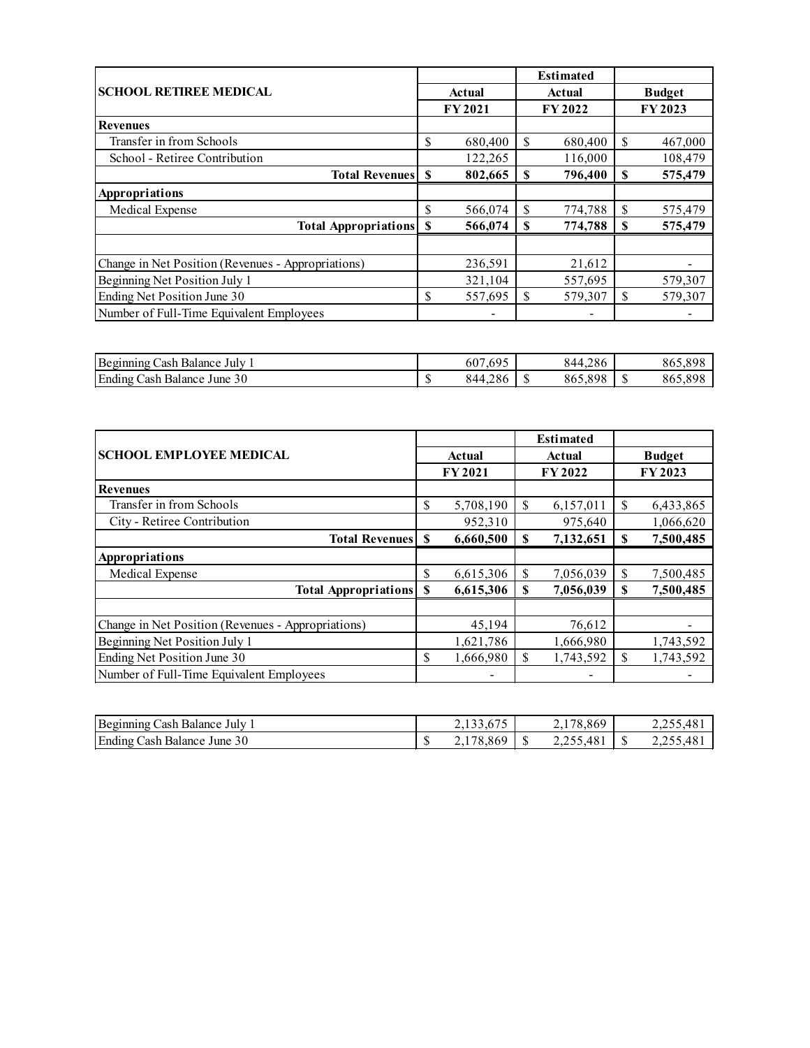| SCHOOL RETIREE MEDICAL | Actual FY 2021 | Estimated Actual FY 2022 | Budget FY 2023 |
|---|---|---|---|
| **Revenues** | | | |
| Transfer in from Schools | $ 680,400 | $ 680,400 | $ 467,000 |
| School - Retiree Contribution | 122,265 | 116,000 | 108,479 |
| **Total Revenues** | **$ 802,665** | **$ 796,400** | **$ 575,479** |
| **Appropriations** | | | |
| Medical Expense | $ 566,074 | $ 774,788 | $ 575,479 |
| **Total Appropriations** | **$ 566,074** | **$ 774,788** | **$ 575,479** |
| | | | |
| Change in Net Position (Revenues - Appropriations) | 236,591 | 21,612 | - |
| Beginning Net Position July 1 | 321,104 | 557,695 | 579,307 |
| Ending Net Position June 30 | $ 557,695 | $ 579,307 | $ 579,307 |
| Number of Full-Time Equivalent Employees | - | - | - |

| | | | |
|---|---|---|---|
| Beginning Cash Balance July 1 | 607,695 | 844,286 | 865,898 |
| Ending Cash Balance June 30 | $ 844,286 | $ 865,898 | $ 865,898 |

| SCHOOL EMPLOYEE MEDICAL | Actual FY 2021 | Estimated Actual FY 2022 | Budget FY 2023 |
|---|---|---|---|
| **Revenues** | | | |
| Transfer in from Schools | $ 5,708,190 | $ 6,157,011 | $ 6,433,865 |
| City - Retiree Contribution | 952,310 | 975,640 | 1,066,620 |
| **Total Revenues** | **$ 6,660,500** | **$ 7,132,651** | **$ 7,500,485** |
| **Appropriations** | | | |
| Medical Expense | $ 6,615,306 | $ 7,056,039 | $ 7,500,485 |
| **Total Appropriations** | **$ 6,615,306** | **$ 7,056,039** | **$ 7,500,485** |
| | | | |
| Change in Net Position (Revenues - Appropriations) | 45,194 | 76,612 | - |
| Beginning Net Position July 1 | 1,621,786 | 1,666,980 | 1,743,592 |
| Ending Net Position June 30 | $ 1,666,980 | $ 1,743,592 | $ 1,743,592 |
| Number of Full-Time Equivalent Employees | - | - | - |

| | | | |
|---|---|---|---|
| Beginning Cash Balance July 1 | 2,133,675 | 2,178,869 | 2,255,481 |
| Ending Cash Balance June 30 | $ 2,178,869 | $ 2,255,481 | $ 2,255,481 |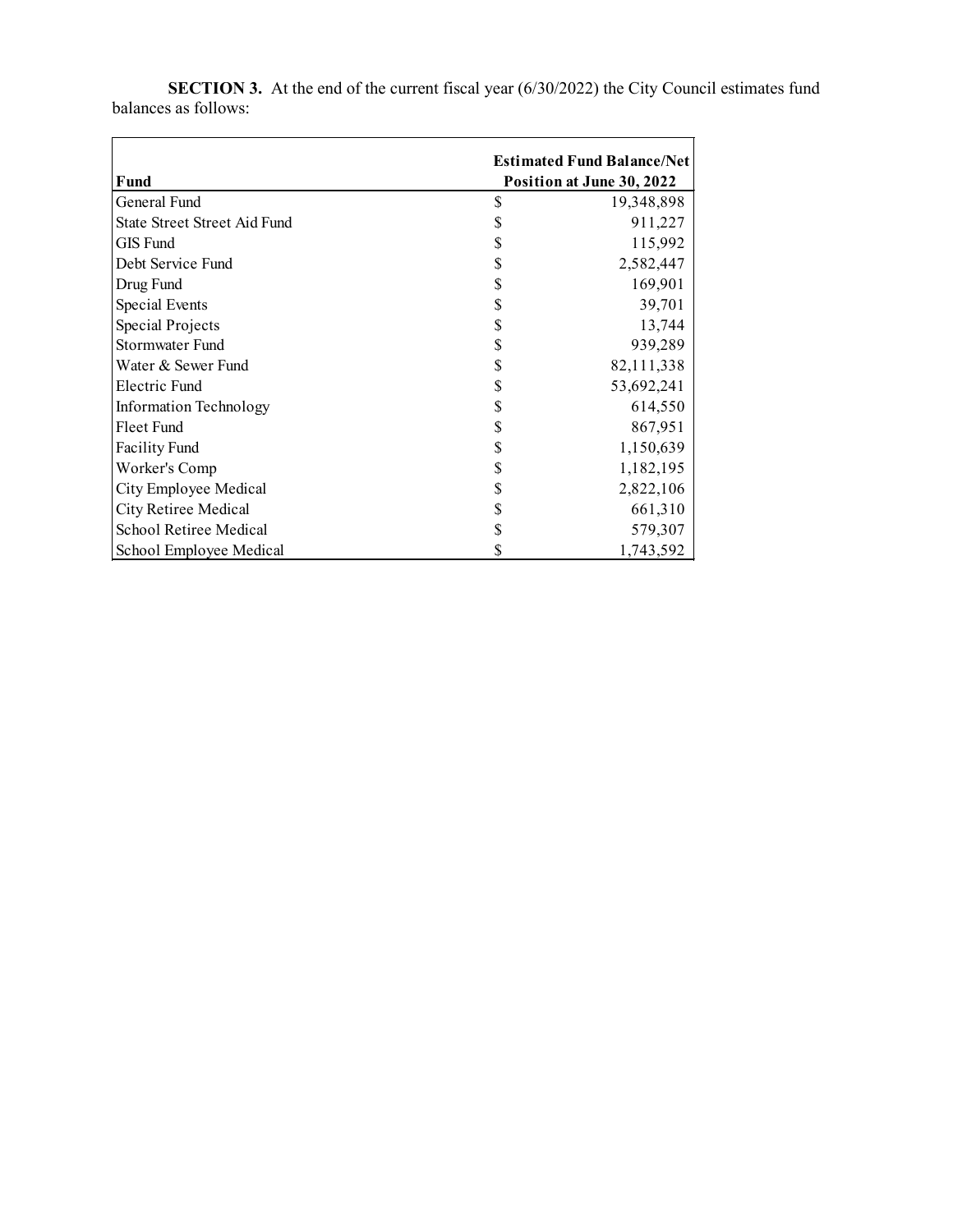**SECTION 3.** At the end of the current fiscal year (6/30/2022) the City Council estimates fund balances as follows:

| Fund | Estimated Fund Balance/Net Position at June 30, 2022 |
|---|---|
| General Fund | $ 19,348,898 |
| State Street Street Aid Fund | $ 911,227 |
| GIS Fund | $ 115,992 |
| Debt Service Fund | $ 2,582,447 |
| Drug Fund | $ 169,901 |
| Special Events | $ 39,701 |
| Special Projects | $ 13,744 |
| Stormwater Fund | $ 939,289 |
| Water & Sewer Fund | $ 82,111,338 |
| Electric Fund | $ 53,692,241 |
| Information Technology | $ 614,550 |
| Fleet Fund | $ 867,951 |
| Facility Fund | $ 1,150,639 |
| Worker's Comp | $ 1,182,195 |
| City Employee Medical | $ 2,822,106 |
| City Retiree Medical | $ 661,310 |
| School Retiree Medical | $ 579,307 |
| School Employee Medical | $ 1,743,592 |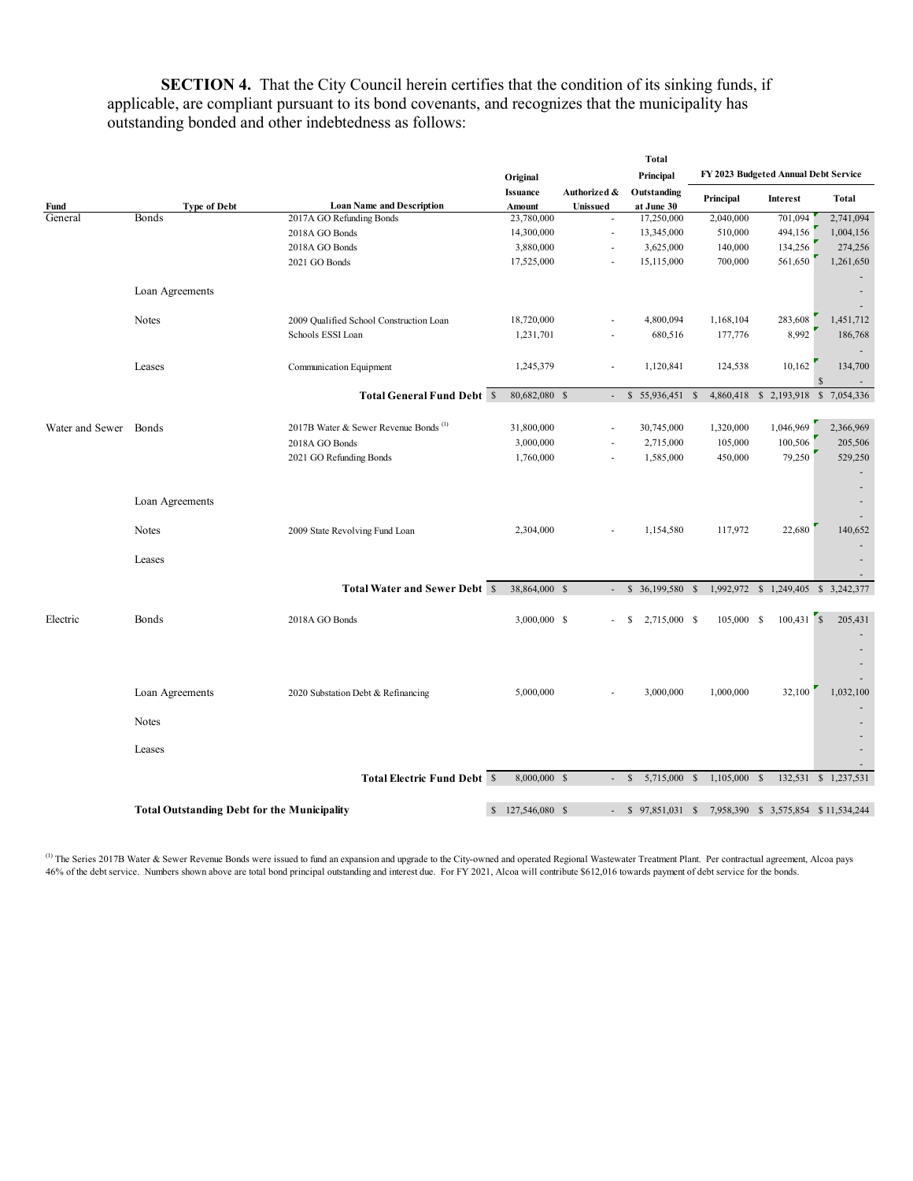**SECTION 4.** That the City Council herein certifies that the condition of its sinking funds, if applicable, are compliant pursuant to its bond covenants, and recognizes that the municipality has outstanding bonded and other indebtedness as follows:

| Fund | Type of Debt | Loan Name and Description | Original Issuance Amount | Authorized & Unissued | Total Principal Outstanding at June 30 | FY 2023 Budgeted Annual Debt Service Principal | Interest | Total |
|---|---|---|---|---|---|---|---|---|
| General | Bonds | 2017A GO Refunding Bonds | 23,780,000 | - | 17,250,000 | 2,040,000 | 701,094 | 2,741,094 |
| | | 2018A GO Bonds | 14,300,000 | - | 13,345,000 | 510,000 | 494,156 | 1,004,156 |
| | | 2018A GO Bonds | 3,880,000 | - | 3,625,000 | 140,000 | 134,256 | 274,256 |
| | | 2021 GO Bonds | 17,525,000 | - | 15,115,000 | 700,000 | 561,650 | 1,261,650 |
| | | | | | | | | - |
| | Loan Agreements | | | | | | | - |
| | | | | | | | | - |
| | Notes | 2009 Qualified School Construction Loan | 18,720,000 | - | 4,800,094 | 1,168,104 | 283,608 | 1,451,712 |
| | | Schools ESSI Loan | 1,231,701 | - | 680,516 | 177,776 | 8,992 | 186,768 |
| | | | | | | | | - |
| | Leases | Communication Equipment | 1,245,379 | - | 1,120,841 | 124,538 | 10,162 | 134,700 |
| | | | | | | | | $ - |
| | | **Total General Fund Debt** | $ 80,682,080 | $ - | $ 55,936,451 | $ 4,860,418 | $ 2,193,918 | $ 7,054,336 |
| Water and Sewer | Bonds | 2017B Water & Sewer Revenue Bonds [1] | 31,800,000 | - | 30,745,000 | 1,320,000 | 1,046,969 | 2,366,969 |
| | | 2018A GO Bonds | 3,000,000 | - | 2,715,000 | 105,000 | 100,506 | 205,506 |
| | | 2021 GO Refunding Bonds | 1,760,000 | - | 1,585,000 | 450,000 | 79,250 | 529,250 |
| | | | | | | | | - |
| | | | | | | | | - |
| | Loan Agreements | | | | | | | - |
| | | | | | | | | - |
| | Notes | 2009 State Revolving Fund Loan | 2,304,000 | - | 1,154,580 | 117,972 | 22,680 | 140,652 |
| | | | | | | | | - |
| | Leases | | | | | | | - |
| | | | | | | | | - |
| | | **Total Water and Sewer Debt** | $ 38,864,000 | $ - | $ 36,199,580 | $ 1,992,972 | $ 1,249,405 | $ 3,242,377 |
| Electric | Bonds | 2018A GO Bonds | 3,000,000 | $ - | $ 2,715,000 | $ 105,000 | $ 100,431 | $ 205,431 |
| | | | | | | | | - |
| | | | | | | | | - |
| | | | | | | | | - |
| | | | | | | | | - |
| | Loan Agreements | 2020 Substation Debt & Refinancing | 5,000,000 | - | 3,000,000 | 1,000,000 | 32,100 | 1,032,100 |
| | | | | | | | | - |
| | Notes | | | | | | | - |
| | | | | | | | | - |
| | Leases | | | | | | | - |
| | | | | | | | | - |
| | | **Total Electric Fund Debt** | $ 8,000,000 | $ - | $ 5,715,000 | $ 1,105,000 | $ 132,531 | $ 1,237,531 |
| | **Total Outstanding Debt for the Municipality** | | $ 127,546,080 | $ - | $ 97,851,031 | $ 7,958,390 | $ 3,575,854 | $ 11,534,244 |

[1] The Series 2017B Water & Sewer Revenue Bonds were issued to fund an expansion and upgrade to the City-owned and operated Regional Wastewater Treatment Plant. Per contractual agreement, Alcoa pays 46% of the debt service. Numbers shown above are total bond principal outstanding and interest due. For FY 2021, Alcoa will contribute $612,016 towards payment of debt service for the bonds.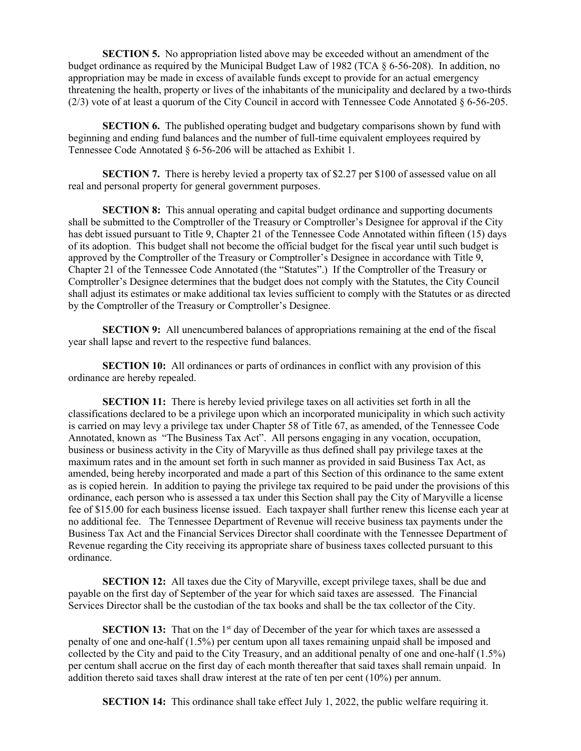**SECTION 5.** No appropriation listed above may be exceeded without an amendment of the budget ordinance as required by the Municipal Budget Law of 1982 (TCA § 6-56-208). In addition, no appropriation may be made in excess of available funds except to provide for an actual emergency threatening the health, property or lives of the inhabitants of the municipality and declared by a two-thirds (2/3) vote of at least a quorum of the City Council in accord with Tennessee Code Annotated § 6-56-205.

**SECTION 6.** The published operating budget and budgetary comparisons shown by fund with beginning and ending fund balances and the number of full-time equivalent employees required by Tennessee Code Annotated § 6-56-206 will be attached as Exhibit 1.

**SECTION 7.** There is hereby levied a property tax of $2.27 per $100 of assessed value on all real and personal property for general government purposes.

**SECTION 8:** This annual operating and capital budget ordinance and supporting documents shall be submitted to the Comptroller of the Treasury or Comptroller's Designee for approval if the City has debt issued pursuant to Title 9, Chapter 21 of the Tennessee Code Annotated within fifteen (15) days of its adoption. This budget shall not become the official budget for the fiscal year until such budget is approved by the Comptroller of the Treasury or Comptroller's Designee in accordance with Title 9, Chapter 21 of the Tennessee Code Annotated (the "Statutes".) If the Comptroller of the Treasury or Comptroller's Designee determines that the budget does not comply with the Statutes, the City Council shall adjust its estimates or make additional tax levies sufficient to comply with the Statutes or as directed by the Comptroller of the Treasury or Comptroller's Designee.

**SECTION 9:** All unencumbered balances of appropriations remaining at the end of the fiscal year shall lapse and revert to the respective fund balances.

**SECTION 10:** All ordinances or parts of ordinances in conflict with any provision of this ordinance are hereby repealed.

**SECTION 11:** There is hereby levied privilege taxes on all activities set forth in all the classifications declared to be a privilege upon which an incorporated municipality in which such activity is carried on may levy a privilege tax under Chapter 58 of Title 67, as amended, of the Tennessee Code Annotated, known as "The Business Tax Act". All persons engaging in any vocation, occupation, business or business activity in the City of Maryville as thus defined shall pay privilege taxes at the maximum rates and in the amount set forth in such manner as provided in said Business Tax Act, as amended, being hereby incorporated and made a part of this Section of this ordinance to the same extent as is copied herein. In addition to paying the privilege tax required to be paid under the provisions of this ordinance, each person who is assessed a tax under this Section shall pay the City of Maryville a license fee of $15.00 for each business license issued. Each taxpayer shall further renew this license each year at no additional fee. The Tennessee Department of Revenue will receive business tax payments under the Business Tax Act and the Financial Services Director shall coordinate with the Tennessee Department of Revenue regarding the City receiving its appropriate share of business taxes collected pursuant to this ordinance.

**SECTION 12:** All taxes due the City of Maryville, except privilege taxes, shall be due and payable on the first day of September of the year for which said taxes are assessed. The Financial Services Director shall be the custodian of the tax books and shall be the tax collector of the City.

**SECTION 13:** That on the 1st day of December of the year for which taxes are assessed a penalty of one and one-half (1.5%) per centum upon all taxes remaining unpaid shall be imposed and collected by the City and paid to the City Treasury, and an additional penalty of one and one-half (1.5%) per centum shall accrue on the first day of each month thereafter that said taxes shall remain unpaid. In addition thereto said taxes shall draw interest at the rate of ten per cent (10%) per annum.

**SECTION 14:** This ordinance shall take effect July 1, 2022, the public welfare requiring it.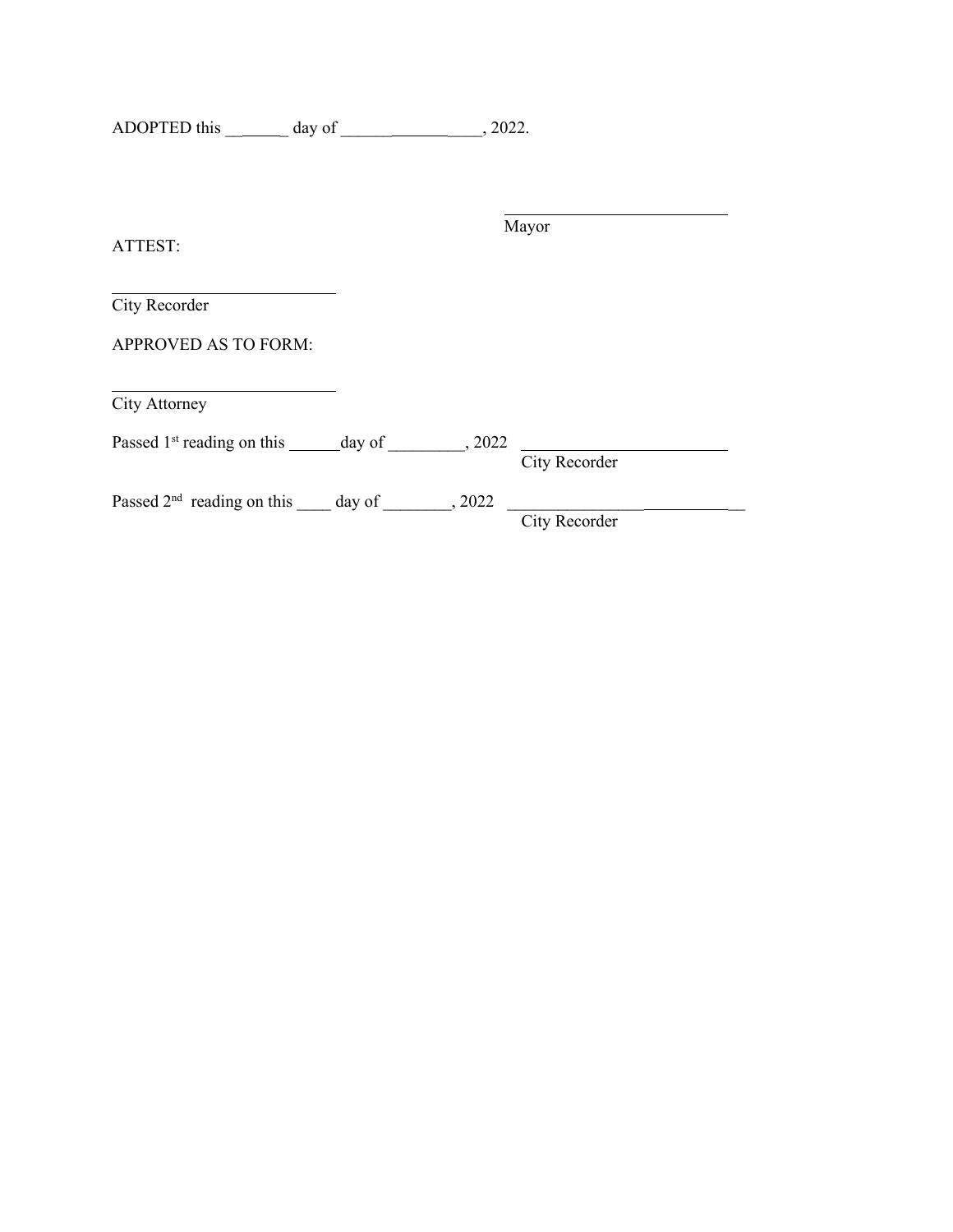ADOPTED this ________ day of ________________, 2022.

\_\_\_\_\_\_\_\_\_\_\_\_\_\_\_\_\_\_\_\_\_\_\_\_\_\_
Mayor

ATTEST:

\_\_\_\_\_\_\_\_\_\_\_\_\_\_\_\_\_\_\_\_\_\_\_\_\_\_
City Recorder

APPROVED AS TO FORM:

\_\_\_\_\_\_\_\_\_\_\_\_\_\_\_\_\_\_\_\_\_\_\_\_\_\_
City Attorney

Passed 1st reading on this ______day of _________, 2022 \_\_\_\_\_\_\_\_\_\_\_\_\_\_\_\_\_\_\_\_\_\_\_\_\_\_
City Recorder

Passed 2nd reading on this ____ day of ________, 2022 \_\_\_\_\_\_\_\_\_\_\_\_\_\_\_\_\_\_\_\_\_\_\_\_\_\_
City Recorder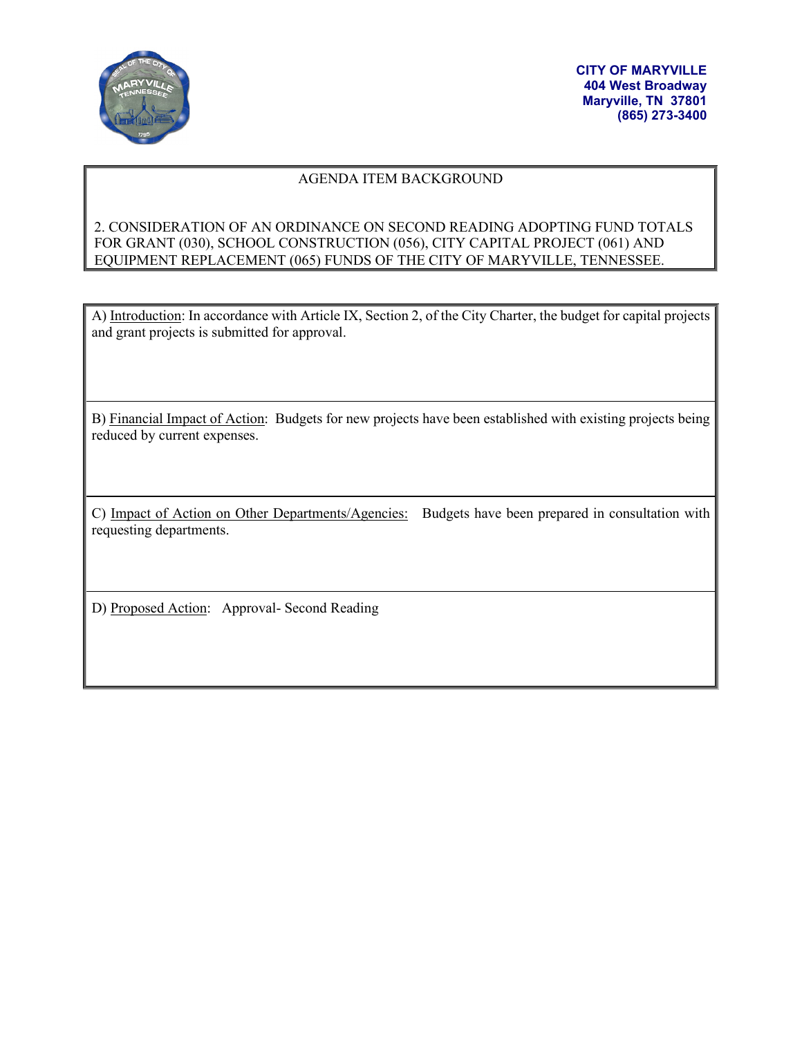**CITY OF MARYVILLE**
**404 West Broadway**
**Maryville, TN 37801**
**(865) 273-3400**

AGENDA ITEM BACKGROUND

2. CONSIDERATION OF AN ORDINANCE ON SECOND READING ADOPTING FUND TOTALS FOR GRANT (030), SCHOOL CONSTRUCTION (056), CITY CAPITAL PROJECT (061) AND EQUIPMENT REPLACEMENT (065) FUNDS OF THE CITY OF MARYVILLE, TENNESSEE.

A) Introduction: In accordance with Article IX, Section 2, of the City Charter, the budget for capital projects and grant projects is submitted for approval.

B) Financial Impact of Action: Budgets for new projects have been established with existing projects being reduced by current expenses.

C) Impact of Action on Other Departments/Agencies: Budgets have been prepared in consultation with requesting departments.

D) Proposed Action: Approval- Second Reading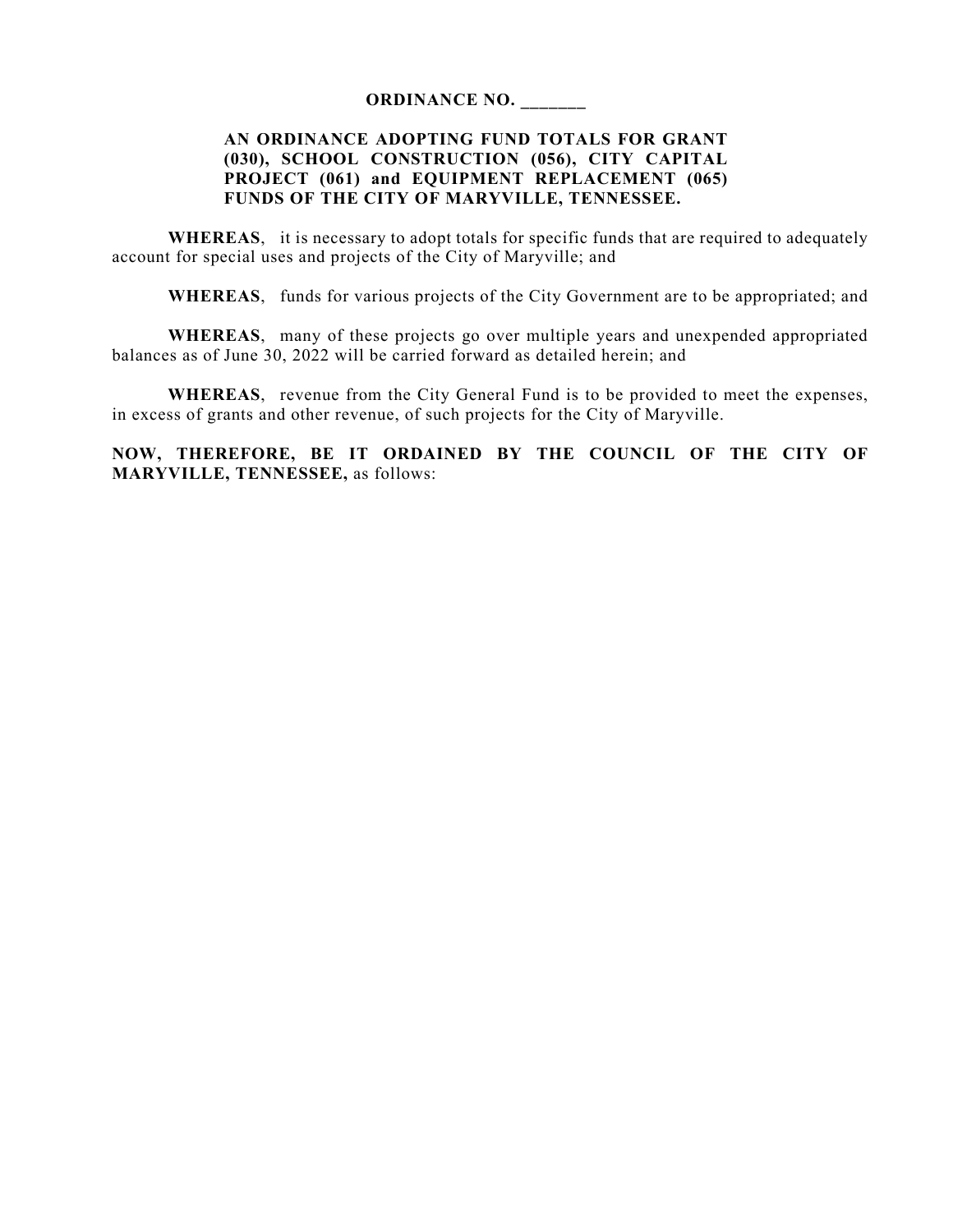**ORDINANCE NO. _______**

**AN ORDINANCE ADOPTING FUND TOTALS FOR GRANT (030), SCHOOL CONSTRUCTION (056), CITY CAPITAL PROJECT (061) and EQUIPMENT REPLACEMENT (065) FUNDS OF THE CITY OF MARYVILLE, TENNESSEE.**

**WHEREAS**, it is necessary to adopt totals for specific funds that are required to adequately account for special uses and projects of the City of Maryville; and

**WHEREAS**, funds for various projects of the City Government are to be appropriated; and

**WHEREAS**, many of these projects go over multiple years and unexpended appropriated balances as of June 30, 2022 will be carried forward as detailed herein; and

**WHEREAS**, revenue from the City General Fund is to be provided to meet the expenses, in excess of grants and other revenue, of such projects for the City of Maryville.

**NOW, THEREFORE, BE IT ORDAINED BY THE COUNCIL OF THE CITY OF MARYVILLE, TENNESSEE,** as follows: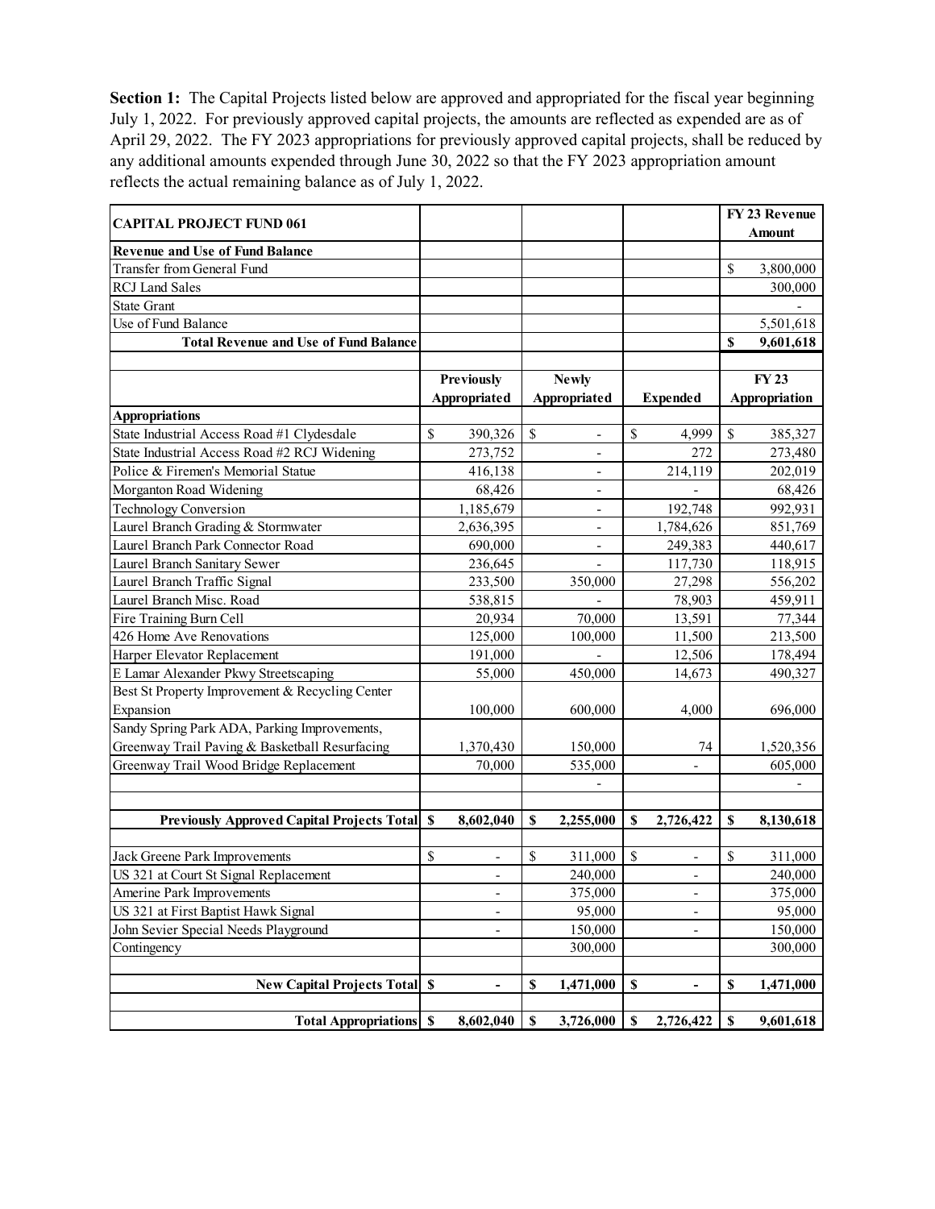**Section 1:** The Capital Projects listed below are approved and appropriated for the fiscal year beginning July 1, 2022. For previously approved capital projects, the amounts are reflected as expended are as of April 29, 2022. The FY 2023 appropriations for previously approved capital projects, shall be reduced by any additional amounts expended through June 30, 2022 so that the FY 2023 appropriation amount reflects the actual remaining balance as of July 1, 2022.

| **CAPITAL PROJECT FUND 061** | | | | **FY 23 Revenue Amount** |
|---|---|---|---|---|
| **Revenue and Use of Fund Balance** | | | | |
| Transfer from General Fund | | | | $ 3,800,000 |
| RCJ Land Sales | | | | 300,000 |
| State Grant | | | | - |
| Use of Fund Balance | | | | 5,501,618 |
| **Total Revenue and Use of Fund Balance** | | | | **$ 9,601,618** |
| | | | | |
| | **Previously Appropriated** | **Newly Appropriated** | **Expended** | **FY 23 Appropriation** |
| **Appropriations** | | | | |
| State Industrial Access Road #1 Clydesdale | $ 390,326 | $ - | $ 4,999 | $ 385,327 |
| State Industrial Access Road #2 RCJ Widening | 273,752 | - | 272 | 273,480 |
| Police & Firemen's Memorial Statue | 416,138 | - | 214,119 | 202,019 |
| Morganton Road Widening | 68,426 | - | - | 68,426 |
| Technology Conversion | 1,185,679 | - | 192,748 | 992,931 |
| Laurel Branch Grading & Stormwater | 2,636,395 | - | 1,784,626 | 851,769 |
| Laurel Branch Park Connector Road | 690,000 | - | 249,383 | 440,617 |
| Laurel Branch Sanitary Sewer | 236,645 | - | 117,730 | 118,915 |
| Laurel Branch Traffic Signal | 233,500 | 350,000 | 27,298 | 556,202 |
| Laurel Branch Misc. Road | 538,815 | - | 78,903 | 459,911 |
| Fire Training Burn Cell | 20,934 | 70,000 | 13,591 | 77,344 |
| 426 Home Ave Renovations | 125,000 | 100,000 | 11,500 | 213,500 |
| Harper Elevator Replacement | 191,000 | - | 12,506 | 178,494 |
| E Lamar Alexander Pkwy Streetscaping | 55,000 | 450,000 | 14,673 | 490,327 |
| Best St Property Improvement & Recycling Center Expansion | 100,000 | 600,000 | 4,000 | 696,000 |
| Sandy Spring Park ADA, Parking Improvements, Greenway Trail Paving & Basketball Resurfacing | 1,370,430 | 150,000 | 74 | 1,520,356 |
| Greenway Trail Wood Bridge Replacement | 70,000 | 535,000 | - | 605,000 |
| | | - | | - |
| | | | | |
| **Previously Approved Capital Projects Total** | **$ 8,602,040** | **$ 2,255,000** | **$ 2,726,422** | **$ 8,130,618** |
| | | | | |
| Jack Greene Park Improvements | $ - | $ 311,000 | $ - | $ 311,000 |
| US 321 at Court St Signal Replacement | - | 240,000 | - | 240,000 |
| Amerine Park Improvements | - | 375,000 | - | 375,000 |
| US 321 at First Baptist Hawk Signal | - | 95,000 | - | 95,000 |
| John Sevier Special Needs Playground | - | 150,000 | - | 150,000 |
| Contingency | | 300,000 | | 300,000 |
| | | | | |
| **New Capital Projects Total** | **$ -** | **$ 1,471,000** | **$ -** | **$ 1,471,000** |
| | | | | |
| **Total Appropriations** | **$ 8,602,040** | **$ 3,726,000** | **$ 2,726,422** | **$ 9,601,618** |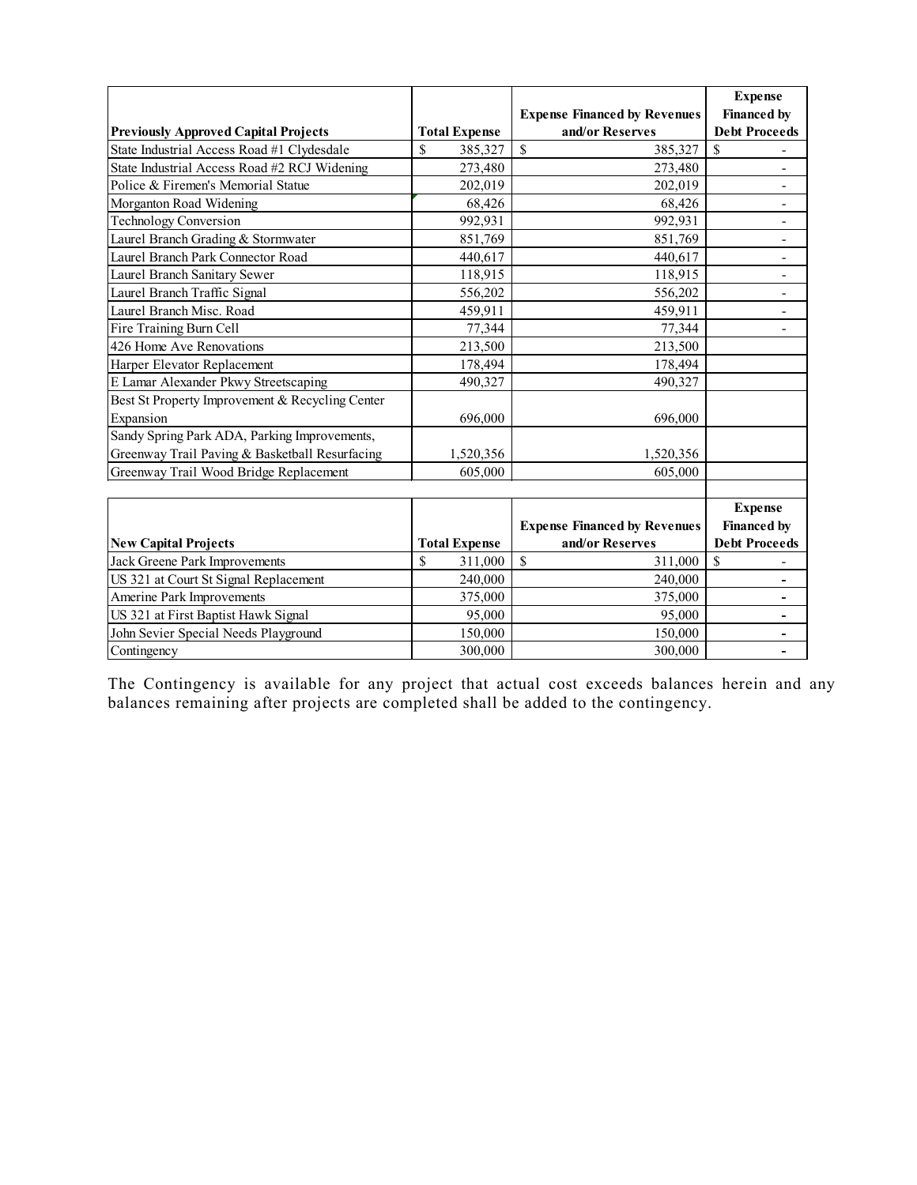| Previously Approved Capital Projects | Total Expense | Expense Financed by Revenues and/or Reserves | Expense Financed by Debt Proceeds |
|---|---|---|---|
| State Industrial Access Road #1 Clydesdale | $ 385,327 | $ 385,327 | $ - |
| State Industrial Access Road #2 RCJ Widening | 273,480 | 273,480 | - |
| Police & Firemen's Memorial Statue | 202,019 | 202,019 | - |
| Morganton Road Widening | 68,426 | 68,426 | - |
| Technology Conversion | 992,931 | 992,931 | - |
| Laurel Branch Grading & Stormwater | 851,769 | 851,769 | - |
| Laurel Branch Park Connector Road | 440,617 | 440,617 | - |
| Laurel Branch Sanitary Sewer | 118,915 | 118,915 | - |
| Laurel Branch Traffic Signal | 556,202 | 556,202 | - |
| Laurel Branch Misc. Road | 459,911 | 459,911 | - |
| Fire Training Burn Cell | 77,344 | 77,344 | - |
| 426 Home Ave Renovations | 213,500 | 213,500 | |
| Harper Elevator Replacement | 178,494 | 178,494 | |
| E Lamar Alexander Pkwy Streetscaping | 490,327 | 490,327 | |
| Best St Property Improvement & Recycling Center Expansion | 696,000 | 696,000 | |
| Sandy Spring Park ADA, Parking Improvements, Greenway Trail Paving & Basketball Resurfacing | 1,520,356 | 1,520,356 | |
| Greenway Trail Wood Bridge Replacement | 605,000 | 605,000 | |

| New Capital Projects | Total Expense | Expense Financed by Revenues and/or Reserves | Expense Financed by Debt Proceeds |
|---|---|---|---|
| Jack Greene Park Improvements | $ 311,000 | $ 311,000 | $ - |
| US 321 at Court St Signal Replacement | 240,000 | 240,000 | - |
| Amerine Park Improvements | 375,000 | 375,000 | - |
| US 321 at First Baptist Hawk Signal | 95,000 | 95,000 | - |
| John Sevier Special Needs Playground | 150,000 | 150,000 | - |
| Contingency | 300,000 | 300,000 | - |

The Contingency is available for any project that actual cost exceeds balances herein and any balances remaining after projects are completed shall be added to the contingency.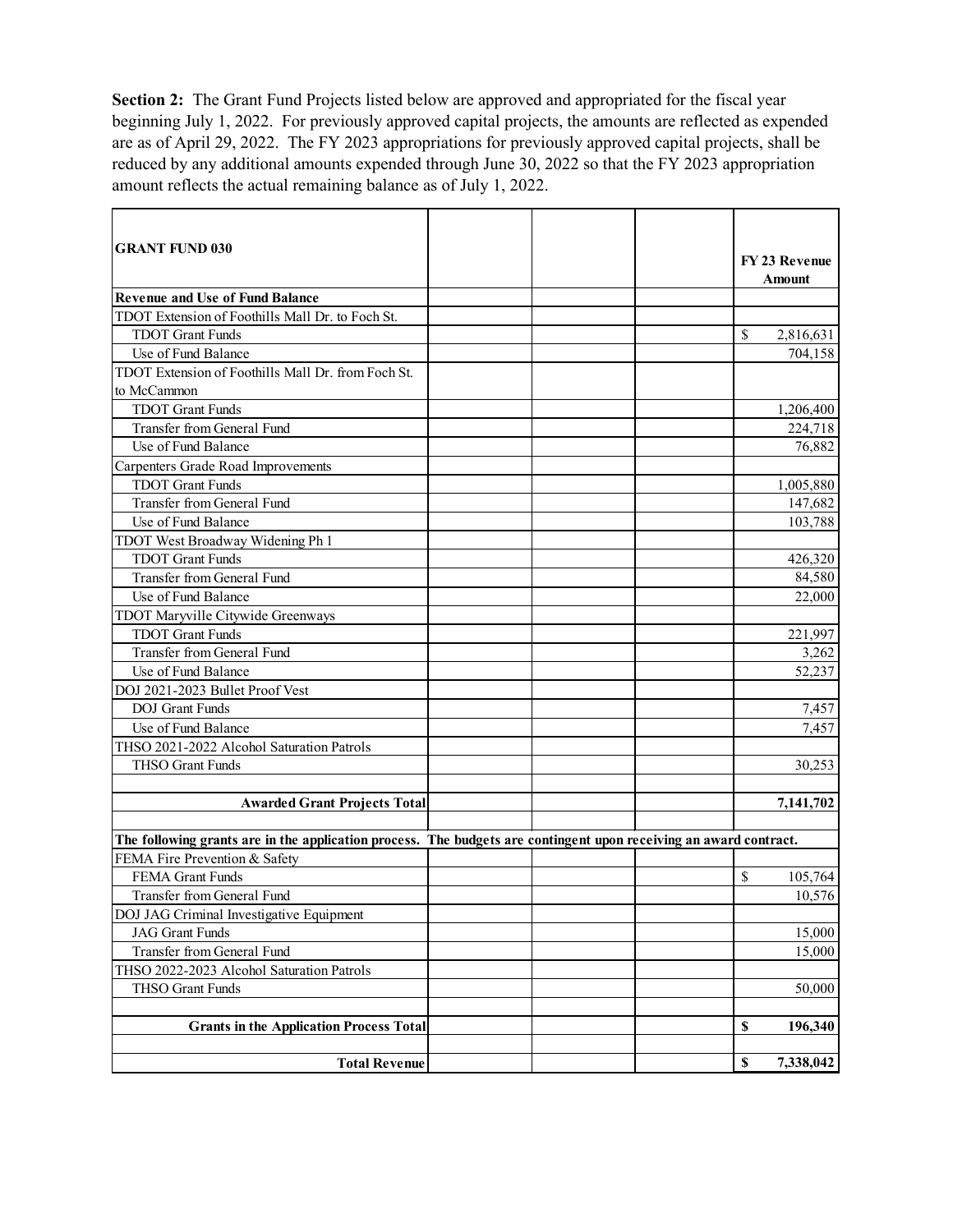**Section 2:** The Grant Fund Projects listed below are approved and appropriated for the fiscal year beginning July 1, 2022. For previously approved capital projects, the amounts are reflected as expended are as of April 29, 2022. The FY 2023 appropriations for previously approved capital projects, shall be reduced by any additional amounts expended through June 30, 2022 so that the FY 2023 appropriation amount reflects the actual remaining balance as of July 1, 2022.

| **GRANT FUND 030** | | | | **FY 23 Revenue Amount** |
|---|---|---|---|---|
| **Revenue and Use of Fund Balance** | | | | |
| TDOT Extension of Foothills Mall Dr. to Foch St. | | | | |
| TDOT Grant Funds | | | | $ 2,816,631 |
| Use of Fund Balance | | | | 704,158 |
| TDOT Extension of Foothills Mall Dr. from Foch St. to McCammon | | | | |
| TDOT Grant Funds | | | | 1,206,400 |
| Transfer from General Fund | | | | 224,718 |
| Use of Fund Balance | | | | 76,882 |
| Carpenters Grade Road Improvements | | | | |
| TDOT Grant Funds | | | | 1,005,880 |
| Transfer from General Fund | | | | 147,682 |
| Use of Fund Balance | | | | 103,788 |
| TDOT West Broadway Widening Ph 1 | | | | |
| TDOT Grant Funds | | | | 426,320 |
| Transfer from General Fund | | | | 84,580 |
| Use of Fund Balance | | | | 22,000 |
| TDOT Maryville Citywide Greenways | | | | |
| TDOT Grant Funds | | | | 221,997 |
| Transfer from General Fund | | | | 3,262 |
| Use of Fund Balance | | | | 52,237 |
| DOJ 2021-2023 Bullet Proof Vest | | | | |
| DOJ Grant Funds | | | | 7,457 |
| Use of Fund Balance | | | | 7,457 |
| THSO 2021-2022 Alcohol Saturation Patrols | | | | |
| THSO Grant Funds | | | | 30,253 |
| | | | | |
| **Awarded Grant Projects Total** | | | | **7,141,702** |
| | | | | |
| **The following grants are in the application process. The budgets are contingent upon receiving an award contract.** | | | | |
| FEMA Fire Prevention & Safety | | | | |
| FEMA Grant Funds | | | | $ 105,764 |
| Transfer from General Fund | | | | 10,576 |
| DOJ JAG Criminal Investigative Equipment | | | | |
| JAG Grant Funds | | | | 15,000 |
| Transfer from General Fund | | | | 15,000 |
| THSO 2022-2023 Alcohol Saturation Patrols | | | | |
| THSO Grant Funds | | | | 50,000 |
| | | | | |
| **Grants in the Application Process Total** | | | | **$ 196,340** |
| | | | | |
| **Total Revenue** | | | | **$ 7,338,042** |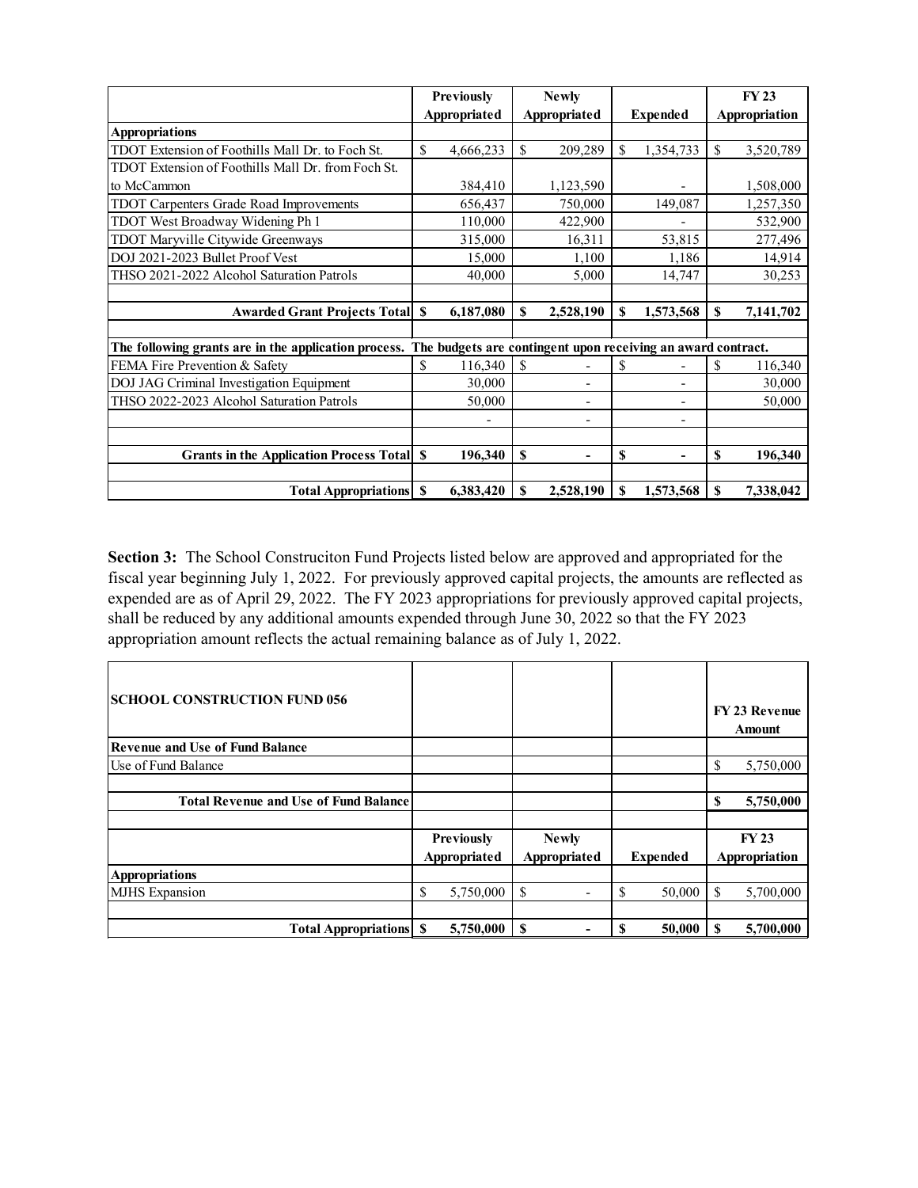| | Previously Appropriated | Newly Appropriated | Expended | FY 23 Appropriation |
|---|---|---|---|---|
| **Appropriations** | | | | |
| TDOT Extension of Foothills Mall Dr. to Foch St. | $ 4,666,233 | $ 209,289 | $ 1,354,733 | $ 3,520,789 |
| TDOT Extension of Foothills Mall Dr. from Foch St. to McCammon | 384,410 | 1,123,590 | - | 1,508,000 |
| TDOT Carpenters Grade Road Improvements | 656,437 | 750,000 | 149,087 | 1,257,350 |
| TDOT West Broadway Widening Ph 1 | 110,000 | 422,900 | - | 532,900 |
| TDOT Maryville Citywide Greenways | 315,000 | 16,311 | 53,815 | 277,496 |
| DOJ 2021-2023 Bullet Proof Vest | 15,000 | 1,100 | 1,186 | 14,914 |
| THSO 2021-2022 Alcohol Saturation Patrols | 40,000 | 5,000 | 14,747 | 30,253 |
| | | | | |
| **Awarded Grant Projects Total** | **$ 6,187,080** | **$ 2,528,190** | **$ 1,573,568** | **$ 7,141,702** |
| | | | | |
| **The following grants are in the application process. The budgets are contingent upon receiving an award contract.** | | | | |
| FEMA Fire Prevention & Safety | $ 116,340 | $ - | $ - | $ 116,340 |
| DOJ JAG Criminal Investigation Equipment | 30,000 | - | - | 30,000 |
| THSO 2022-2023 Alcohol Saturation Patrols | 50,000 | - | - | 50,000 |
| | - | - | - | |
| | | | | |
| **Grants in the Application Process Total** | **$ 196,340** | **$ -** | **$ -** | **$ 196,340** |
| | | | | |
| **Total Appropriations** | **$ 6,383,420** | **$ 2,528,190** | **$ 1,573,568** | **$ 7,338,042** |

**Section 3:** The School Construciton Fund Projects listed below are approved and appropriated for the fiscal year beginning July 1, 2022. For previously approved capital projects, the amounts are reflected as expended are as of April 29, 2022. The FY 2023 appropriations for previously approved capital projects, shall be reduced by any additional amounts expended through June 30, 2022 so that the FY 2023 appropriation amount reflects the actual remaining balance as of July 1, 2022.

| **SCHOOL CONSTRUCTION FUND 056** | | | | **FY 23 Revenue Amount** |
|---|---|---|---|---|
| **Revenue and Use of Fund Balance** | | | | |
| Use of Fund Balance | | | | $ 5,750,000 |
| | | | | |
| **Total Revenue and Use of Fund Balance** | | | | **$ 5,750,000** |
| | | | | |
| | **Previously Appropriated** | **Newly Appropriated** | **Expended** | **FY 23 Appropriation** |
| **Appropriations** | | | | |
| MJHS Expansion | $ 5,750,000 | $ - | $ 50,000 | $ 5,700,000 |
| | | | | |
| **Total Appropriations** | **$ 5,750,000** | **$ -** | **$ 50,000** | **$ 5,700,000** |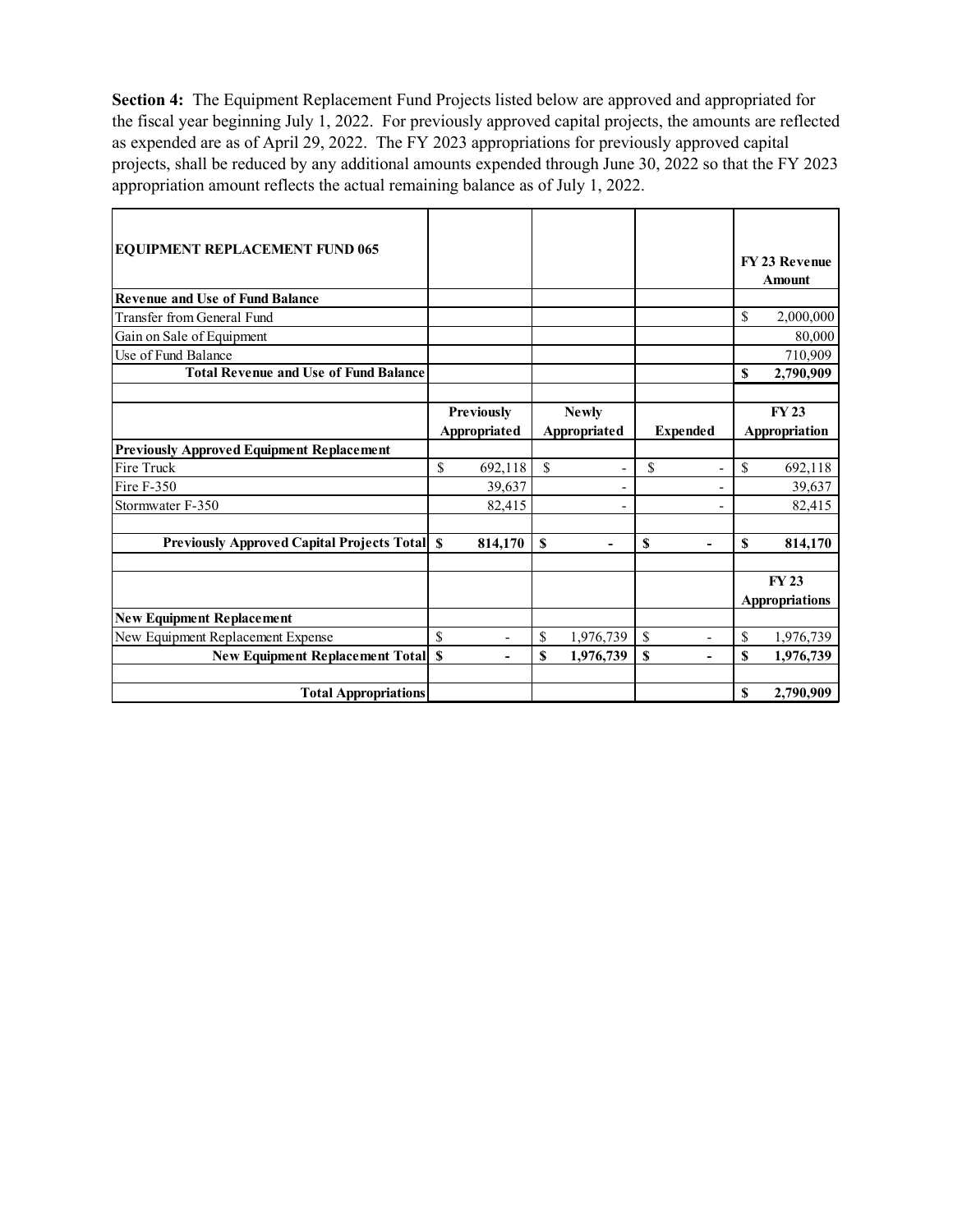**Section 4:** The Equipment Replacement Fund Projects listed below are approved and appropriated for the fiscal year beginning July 1, 2022. For previously approved capital projects, the amounts are reflected as expended are as of April 29, 2022. The FY 2023 appropriations for previously approved capital projects, shall be reduced by any additional amounts expended through June 30, 2022 so that the FY 2023 appropriation amount reflects the actual remaining balance as of July 1, 2022.

| **EQUIPMENT REPLACEMENT FUND 065** | | | | **FY 23 Revenue Amount** |
|---|---|---|---|---|
| **Revenue and Use of Fund Balance** | | | | |
| Transfer from General Fund | | | | $ 2,000,000 |
| Gain on Sale of Equipment | | | | 80,000 |
| Use of Fund Balance | | | | 710,909 |
| **Total Revenue and Use of Fund Balance** | | | | **$ 2,790,909** |
| | | | | |
| | **Previously Appropriated** | **Newly Appropriated** | **Expended** | **FY 23 Appropriation** |
| **Previously Approved Equipment Replacement** | | | | |
| Fire Truck | $ 692,118 | $ - | $ - | $ 692,118 |
| Fire F-350 | 39,637 | - | - | 39,637 |
| Stormwater F-350 | 82,415 | - | - | 82,415 |
| | | | | |
| **Previously Approved Capital Projects Total** | **$ 814,170** | **$ -** | **$ -** | **$ 814,170** |
| | | | | |
| | | | | **FY 23 Appropriations** |
| **New Equipment Replacement** | | | | |
| New Equipment Replacement Expense | $ - | $ 1,976,739 | $ - | $ 1,976,739 |
| **New Equipment Replacement Total** | **$ -** | **$ 1,976,739** | **$ -** | **$ 1,976,739** |
| | | | | |
| **Total Appropriations** | | | | **$ 2,790,909** |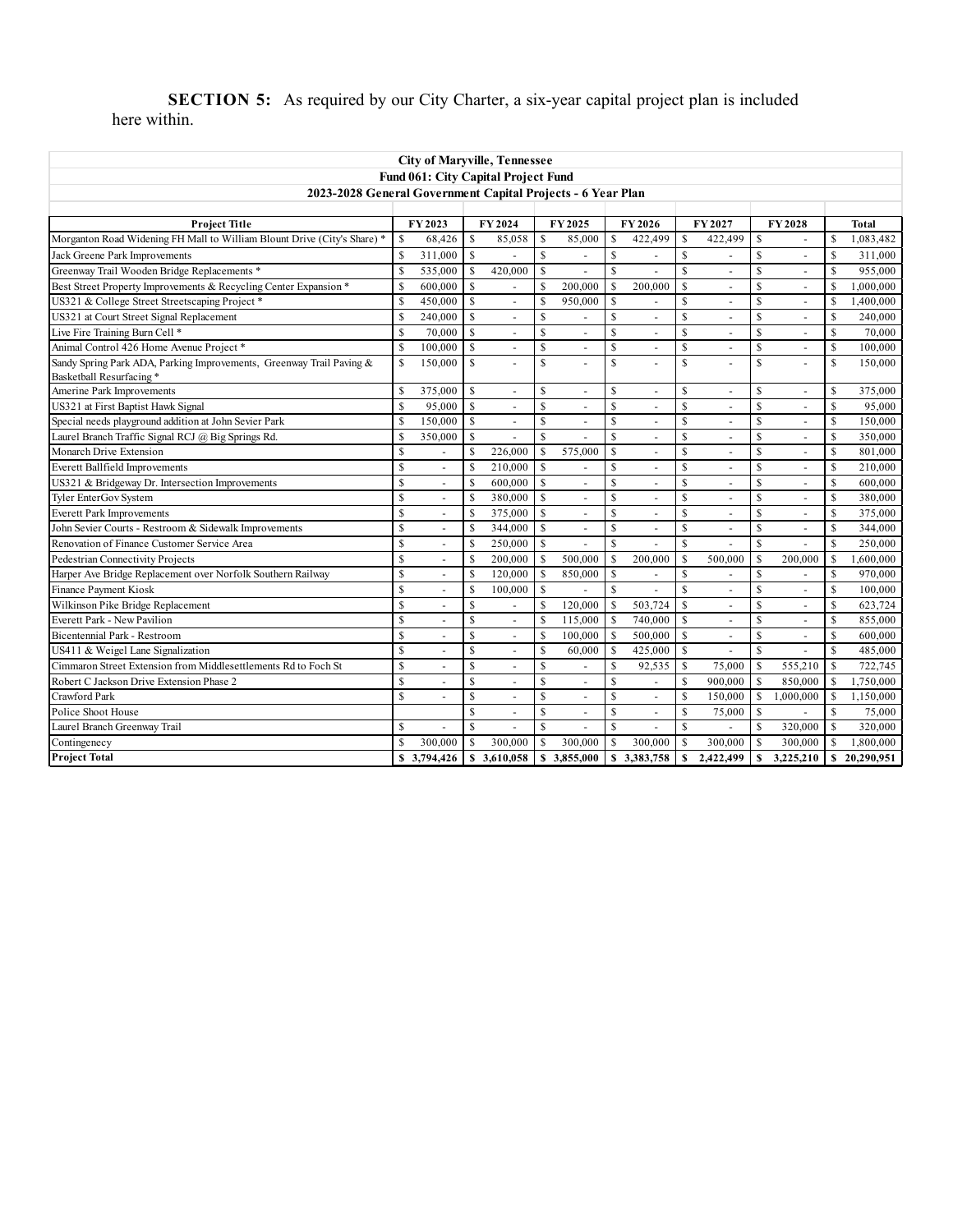**SECTION 5:** As required by our City Charter, a six-year capital project plan is included here within.

| City of Maryville, Tennessee | | | | | | | |
|---|---|---|---|---|---|---|---|
| Fund 061: City Capital Project Fund | | | | | | | |
| 2023-2028 General Government Capital Projects - 6 Year Plan | | | | | | | |
| **Project Title** | **FY 2023** | **FY 2024** | **FY 2025** | **FY 2026** | **FY 2027** | **FY 2028** | **Total** |
| Morganton Road Widening FH Mall to William Blount Drive (City's Share) * | $ 68,426 | $ 85,058 | $ 85,000 | $ 422,499 | $ 422,499 | $ - | $ 1,083,482 |
| Jack Greene Park Improvements | $ 311,000 | $ - | $ - | $ - | $ - | $ - | $ 311,000 |
| Greenway Trail Wooden Bridge Replacements * | $ 535,000 | $ 420,000 | $ - | $ - | $ - | $ - | $ 955,000 |
| Best Street Property Improvements & Recycling Center Expansion * | $ 600,000 | $ - | $ 200,000 | $ 200,000 | $ - | $ - | $ 1,000,000 |
| US321 & College Street Streetscaping Project * | $ 450,000 | $ - | $ 950,000 | $ - | $ - | $ - | $ 1,400,000 |
| US321 at Court Street Signal Replacement | $ 240,000 | $ - | $ - | $ - | $ - | $ - | $ 240,000 |
| Live Fire Training Burn Cell * | $ 70,000 | $ - | $ - | $ - | $ - | $ - | $ 70,000 |
| Animal Control 426 Home Avenue Project * | $ 100,000 | $ - | $ - | $ - | $ - | $ - | $ 100,000 |
| Sandy Spring Park ADA, Parking Improvements, Greenway Trail Paving & Basketball Resurfacing * | $ 150,000 | $ - | $ - | $ - | $ - | $ - | $ 150,000 |
| Amerine Park Improvements | $ 375,000 | $ - | $ - | $ - | $ - | $ - | $ 375,000 |
| US321 at First Baptist Hawk Signal | $ 95,000 | $ - | $ - | $ - | $ - | $ - | $ 95,000 |
| Special needs playground addition at John Sevier Park | $ 150,000 | $ - | $ - | $ - | $ - | $ - | $ 150,000 |
| Laurel Branch Traffic Signal RCJ @ Big Springs Rd. | $ 350,000 | $ - | $ - | $ - | $ - | $ - | $ 350,000 |
| Monarch Drive Extension | $ - | $ 226,000 | $ 575,000 | $ - | $ - | $ - | $ 801,000 |
| Everett Ballfield Improvements | $ - | $ 210,000 | $ - | $ - | $ - | $ - | $ 210,000 |
| US321 & Bridgeway Dr. Intersection Improvements | $ - | $ 600,000 | $ - | $ - | $ - | $ - | $ 600,000 |
| Tyler EnterGov System | $ - | $ 380,000 | $ - | $ - | $ - | $ - | $ 380,000 |
| Everett Park Improvements | $ - | $ 375,000 | $ - | $ - | $ - | $ - | $ 375,000 |
| John Sevier Courts - Restroom & Sidewalk Improvements | $ - | $ 344,000 | $ - | $ - | $ - | $ - | $ 344,000 |
| Renovation of Finance Customer Service Area | $ - | $ 250,000 | $ - | $ - | $ - | $ - | $ 250,000 |
| Pedestrian Connectivity Projects | $ - | $ 200,000 | $ 500,000 | $ 200,000 | $ 500,000 | $ 200,000 | $ 1,600,000 |
| Harper Ave Bridge Replacement over Norfolk Southern Railway | $ - | $ 120,000 | $ 850,000 | $ - | $ - | $ - | $ 970,000 |
| Finance Payment Kiosk | $ - | $ 100,000 | $ - | $ - | $ - | $ - | $ 100,000 |
| Wilkinson Pike Bridge Replacement | $ - | $ - | $ 120,000 | $ 503,724 | $ - | $ - | $ 623,724 |
| Everett Park - New Pavilion | $ - | $ - | $ 115,000 | $ 740,000 | $ - | $ - | $ 855,000 |
| Bicentennial Park - Restroom | $ - | $ - | $ 100,000 | $ 500,000 | $ - | $ - | $ 600,000 |
| US411 & Weigel Lane Signalization | $ - | $ - | $ 60,000 | $ 425,000 | $ - | $ - | $ 485,000 |
| Cimmaron Street Extension from Middlesettlements Rd to Foch St | $ - | $ - | $ - | $ 92,535 | $ 75,000 | $ 555,210 | $ 722,745 |
| Robert C Jackson Drive Extension Phase 2 | $ - | $ - | $ - | $ - | $ 900,000 | $ 850,000 | $ 1,750,000 |
| Crawford Park | $ - | $ - | $ - | $ - | $ 150,000 | $ 1,000,000 | $ 1,150,000 |
| Police Shoot House | | $ - | $ - | $ - | $ 75,000 | $ - | $ 75,000 |
| Laurel Branch Greenway Trail | $ - | $ - | $ - | $ - | $ - | $ 320,000 | $ 320,000 |
| Contingenecy | $ 300,000 | $ 300,000 | $ 300,000 | $ 300,000 | $ 300,000 | $ 300,000 | $ 1,800,000 |
| **Project Total** | **$ 3,794,426** | **$ 3,610,058** | **$ 3,855,000** | **$ 3,383,758** | **$ 2,422,499** | **$ 3,225,210** | **$ 20,290,951** |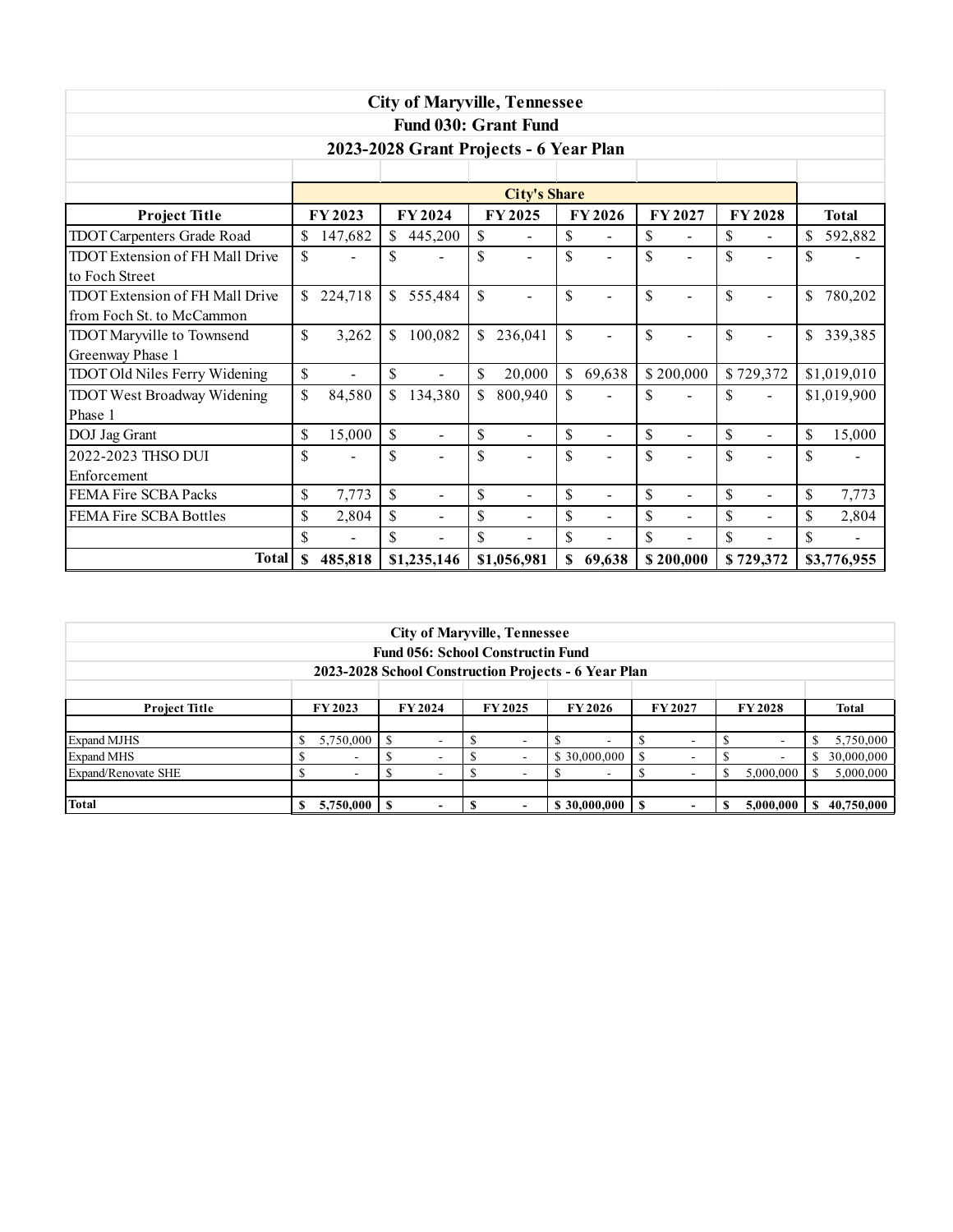| City of Maryville, Tennessee | | | | | | | |
|---|---|---|---|---|---|---|---|
| Fund 030: Grant Fund | | | | | | | |
| 2023-2028 Grant Projects - 6 Year Plan | | | | | | | |
| | City's Share | | | | | | |
| **Project Title** | **FY 2023** | **FY 2024** | **FY 2025** | **FY 2026** | **FY 2027** | **FY 2028** | **Total** |
| TDOT Carpenters Grade Road | $ 147,682 | $ 445,200 | $ - | $ - | $ - | $ - | $ 592,882 |
| TDOT Extension of FH Mall Drive to Foch Street | $ - | $ - | $ - | $ - | $ - | $ - | $ - |
| TDOT Extension of FH Mall Drive from Foch St. to McCammon | $ 224,718 | $ 555,484 | $ - | $ - | $ - | $ - | $ 780,202 |
| TDOT Maryville to Townsend Greenway Phase 1 | $ 3,262 | $ 100,082 | $ 236,041 | $ - | $ - | $ - | $ 339,385 |
| TDOT Old Niles Ferry Widening | $ - | $ - | $ 20,000 | $ 69,638 | $ 200,000 | $ 729,372 | $1,019,010 |
| TDOT West Broadway Widening Phase 1 | $ 84,580 | $ 134,380 | $ 800,940 | $ - | $ - | $ - | $1,019,900 |
| DOJ Jag Grant | $ 15,000 | $ - | $ - | $ - | $ - | $ - | $ 15,000 |
| 2022-2023 THSO DUI Enforcement | $ - | $ - | $ - | $ - | $ - | $ - | $ - |
| FEMA Fire SCBA Packs | $ 7,773 | $ - | $ - | $ - | $ - | $ - | $ 7,773 |
| FEMA Fire SCBA Bottles | $ 2,804 | $ - | $ - | $ - | $ - | $ - | $ 2,804 |
| | $ - | $ - | $ - | $ - | $ - | $ - | $ - |
| **Total** | **$ 485,818** | **$1,235,146** | **$1,056,981** | **$ 69,638** | **$ 200,000** | **$ 729,372** | **$3,776,955** |

| City of Maryville, Tennessee | | | | | | | |
|---|---|---|---|---|---|---|---|
| Fund 056: School Constructin Fund | | | | | | | |
| 2023-2028 School Construction Projects - 6 Year Plan | | | | | | | |
| **Project Title** | **FY 2023** | **FY 2024** | **FY 2025** | **FY 2026** | **FY 2027** | **FY 2028** | **Total** |
| Expand MJHS | $ 5,750,000 | $ - | $ - | $ - | $ - | $ - | $ 5,750,000 |
| Expand MHS | $ - | $ - | $ - | $ 30,000,000 | $ - | $ - | $ 30,000,000 |
| Expand/Renovate SHE | $ - | $ - | $ - | $ - | $ - | $ 5,000,000 | $ 5,000,000 |
| **Total** | **$ 5,750,000** | **$ -** | **$ -** | **$ 30,000,000** | **$ -** | **$ 5,000,000** | **$ 40,750,000** |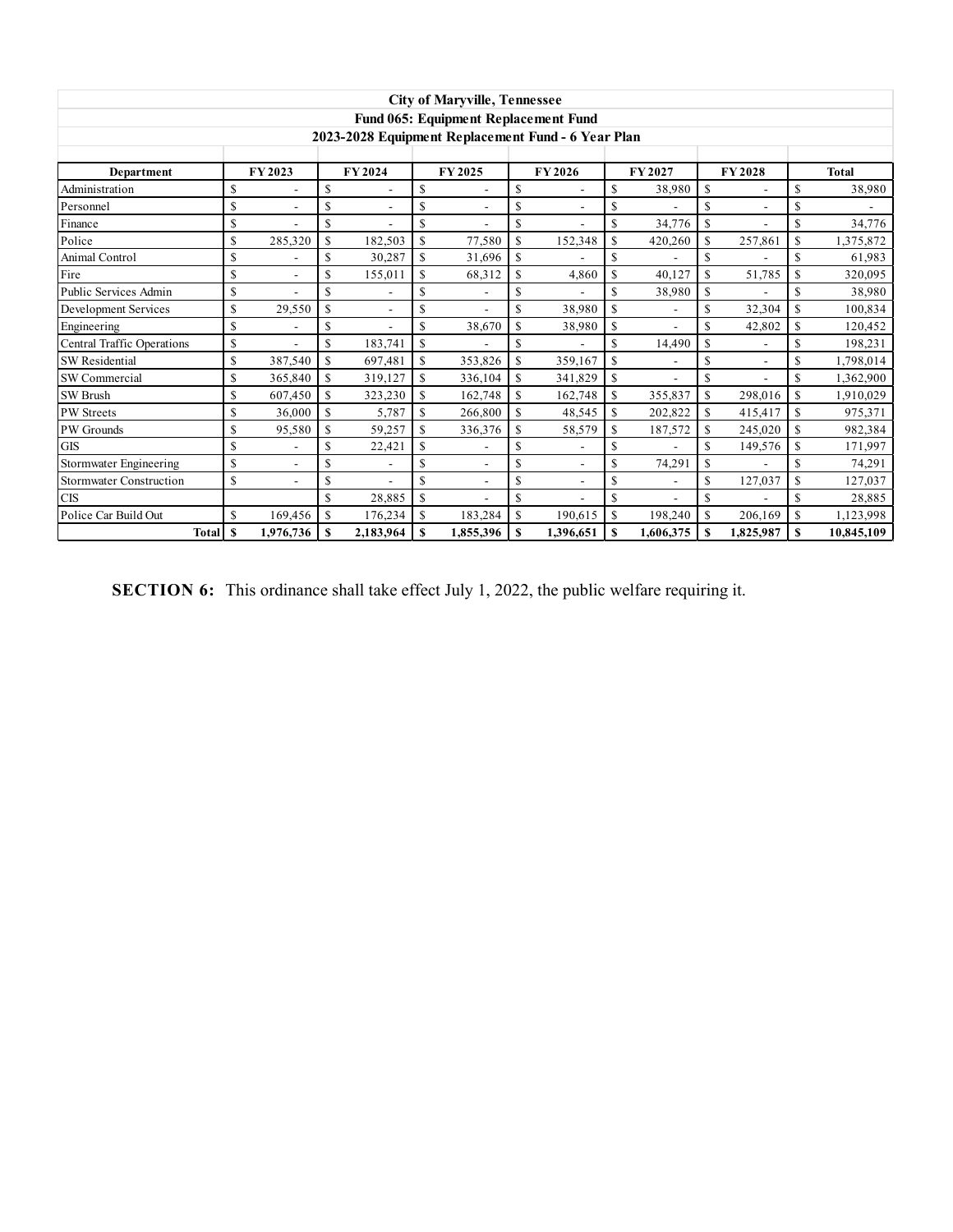**City of Maryville, Tennessee**

**Fund 065: Equipment Replacement Fund**

**2023-2028 Equipment Replacement Fund - 6 Year Plan**

| Department | FY 2023 | FY 2024 | FY 2025 | FY 2026 | FY 2027 | FY 2028 | Total |
|---|---|---|---|---|---|---|---|
| Administration | $ - | $ - | $ - | $ - | $ 38,980 | $ - | $ 38,980 |
| Personnel | $ - | $ - | $ - | $ - | $ - | $ - | $ - |
| Finance | $ - | $ - | $ - | $ - | $ 34,776 | $ - | $ 34,776 |
| Police | $ 285,320 | $ 182,503 | $ 77,580 | $ 152,348 | $ 420,260 | $ 257,861 | $ 1,375,872 |
| Animal Control | $ - | $ 30,287 | $ 31,696 | $ - | $ - | $ - | $ 61,983 |
| Fire | $ - | $ 155,011 | $ 68,312 | $ 4,860 | $ 40,127 | $ 51,785 | $ 320,095 |
| Public Services Admin | $ - | $ - | $ - | $ - | $ 38,980 | $ - | $ 38,980 |
| Development Services | $ 29,550 | $ - | $ - | $ 38,980 | $ - | $ 32,304 | $ 100,834 |
| Engineering | $ - | $ - | $ 38,670 | $ 38,980 | $ - | $ 42,802 | $ 120,452 |
| Central Traffic Operations | $ - | $ 183,741 | $ - | $ - | $ 14,490 | $ - | $ 198,231 |
| SW Residential | $ 387,540 | $ 697,481 | $ 353,826 | $ 359,167 | $ - | $ - | $ 1,798,014 |
| SW Commercial | $ 365,840 | $ 319,127 | $ 336,104 | $ 341,829 | $ - | $ - | $ 1,362,900 |
| SW Brush | $ 607,450 | $ 323,230 | $ 162,748 | $ 162,748 | $ 355,837 | $ 298,016 | $ 1,910,029 |
| PW Streets | $ 36,000 | $ 5,787 | $ 266,800 | $ 48,545 | $ 202,822 | $ 415,417 | $ 975,371 |
| PW Grounds | $ 95,580 | $ 59,257 | $ 336,376 | $ 58,579 | $ 187,572 | $ 245,020 | $ 982,384 |
| GIS | $ - | $ 22,421 | $ - | $ - | $ - | $ 149,576 | $ 171,997 |
| Stormwater Engineering | $ - | $ - | $ - | $ - | $ 74,291 | $ - | $ 74,291 |
| Stormwater Construction | $ - | $ - | $ - | $ - | $ - | $ 127,037 | $ 127,037 |
| CIS | | $ 28,885 | $ - | $ - | $ - | $ - | $ 28,885 |
| Police Car Build Out | $ 169,456 | $ 176,234 | $ 183,284 | $ 190,615 | $ 198,240 | $ 206,169 | $ 1,123,998 |
| **Total** | **$ 1,976,736** | **$ 2,183,964** | **$ 1,855,396** | **$ 1,396,651** | **$ 1,606,375** | **$ 1,825,987** | **$ 10,845,109** |

**SECTION 6:** This ordinance shall take effect July 1, 2022, the public welfare requiring it.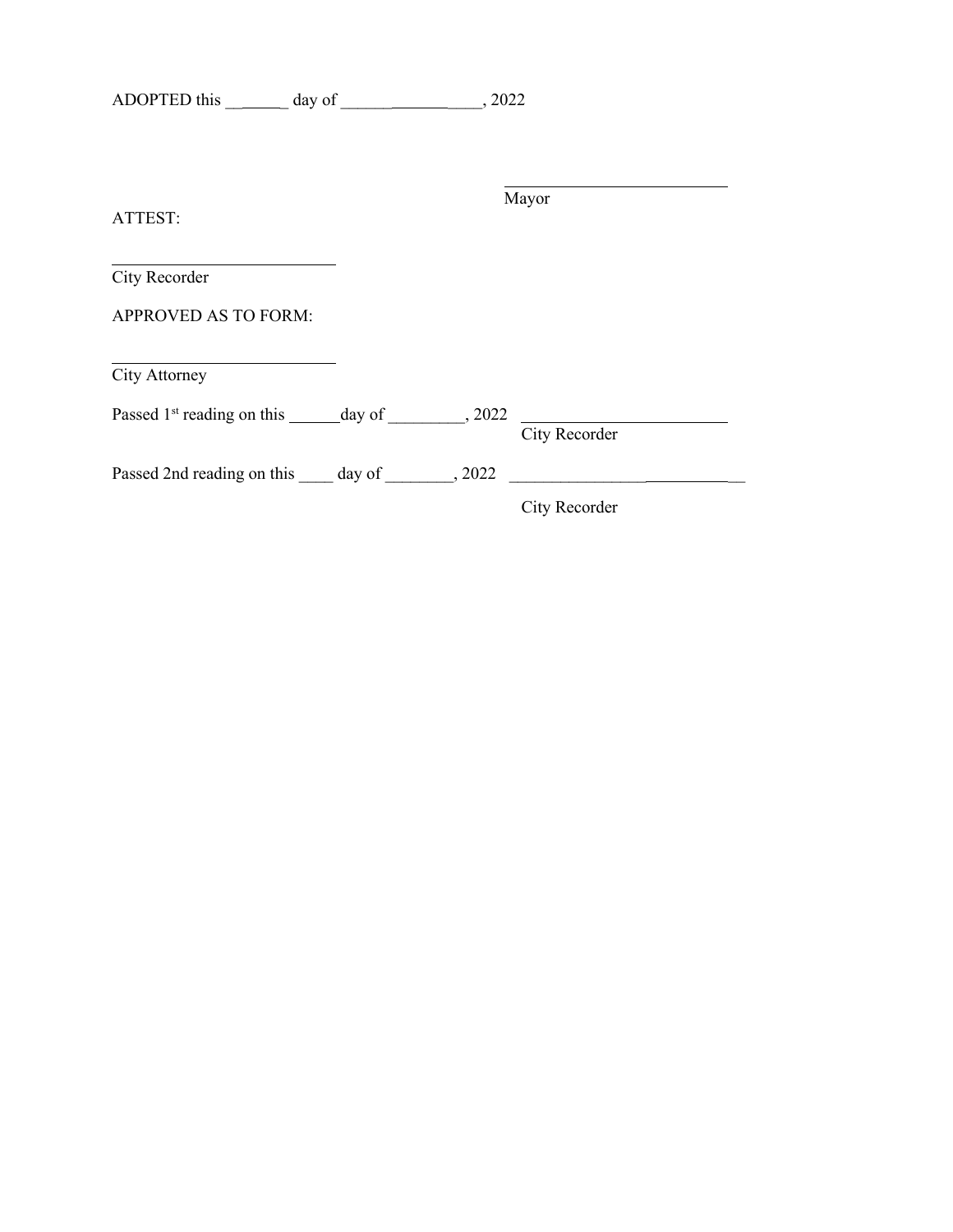ADOPTED this _______ day of ________________, 2022

\_\_\_\_\_\_\_\_\_\_\_\_\_\_\_\_\_\_\_\_\_\_\_\_\_\_

Mayor

ATTEST:

\_\_\_\_\_\_\_\_\_\_\_\_\_\_\_\_\_\_\_\_\_\_\_\_\_\_

City Recorder

APPROVED AS TO FORM:

\_\_\_\_\_\_\_\_\_\_\_\_\_\_\_\_\_\_\_\_\_\_\_\_\_\_

City Attorney

Passed 1st reading on this ______day of _________, 2022 ________________________

City Recorder

Passed 2nd reading on this ____ day of ________, 2022 ___________________________

City Recorder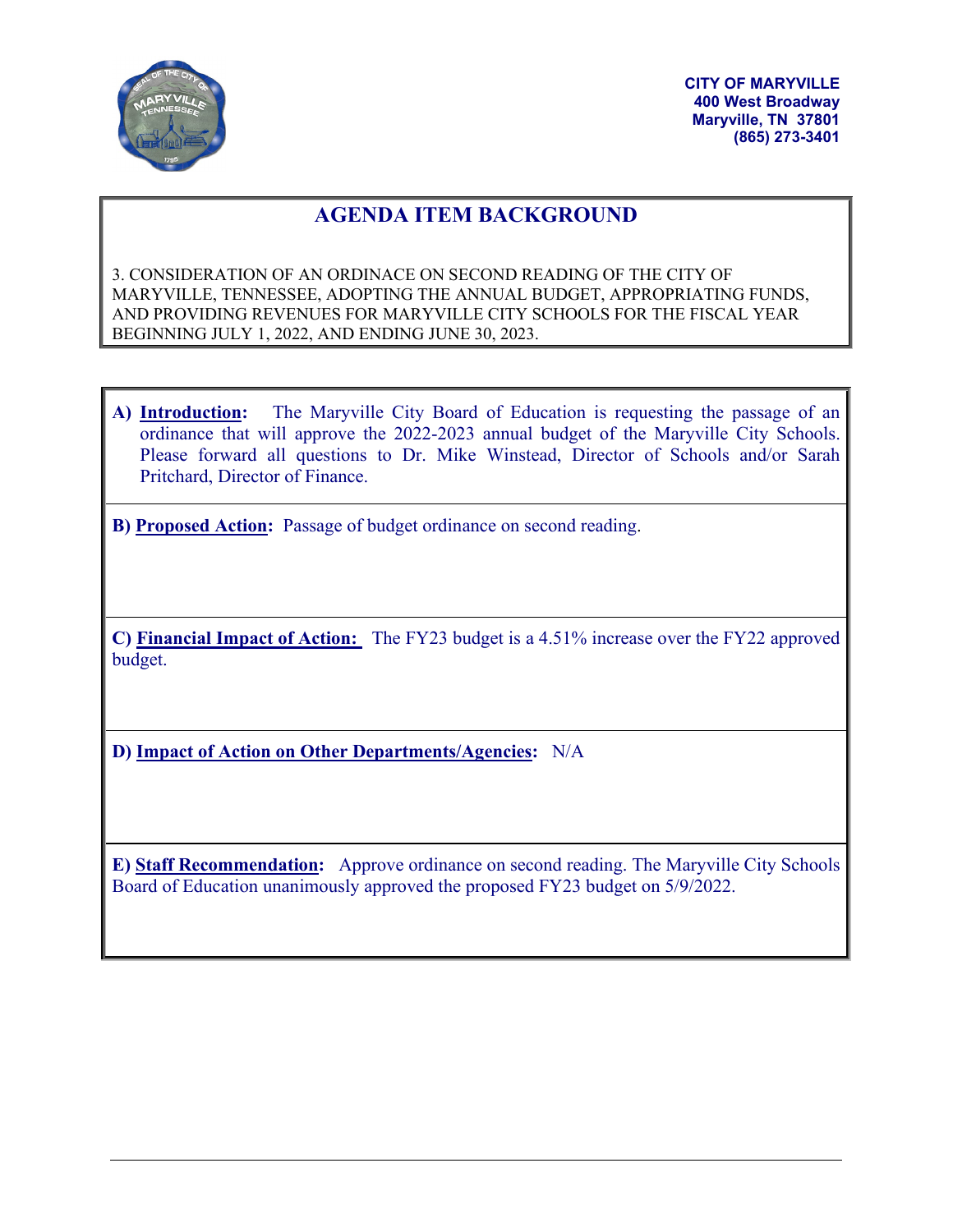CITY OF MARYVILLE
400 West Broadway
Maryville, TN 37801
(865) 273-3401

# AGENDA ITEM BACKGROUND

3. CONSIDERATION OF AN ORDINACE ON SECOND READING OF THE CITY OF MARYVILLE, TENNESSEE, ADOPTING THE ANNUAL BUDGET, APPROPRIATING FUNDS, AND PROVIDING REVENUES FOR MARYVILLE CITY SCHOOLS FOR THE FISCAL YEAR BEGINNING JULY 1, 2022, AND ENDING JUNE 30, 2023.

**A) Introduction:** The Maryville City Board of Education is requesting the passage of an ordinance that will approve the 2022-2023 annual budget of the Maryville City Schools. Please forward all questions to Dr. Mike Winstead, Director of Schools and/or Sarah Pritchard, Director of Finance.

**B) Proposed Action:** Passage of budget ordinance on second reading.

**C) Financial Impact of Action:** The FY23 budget is a 4.51% increase over the FY22 approved budget.

**D) Impact of Action on Other Departments/Agencies:** N/A

**E) Staff Recommendation:** Approve ordinance on second reading. The Maryville City Schools Board of Education unanimously approved the proposed FY23 budget on 5/9/2022.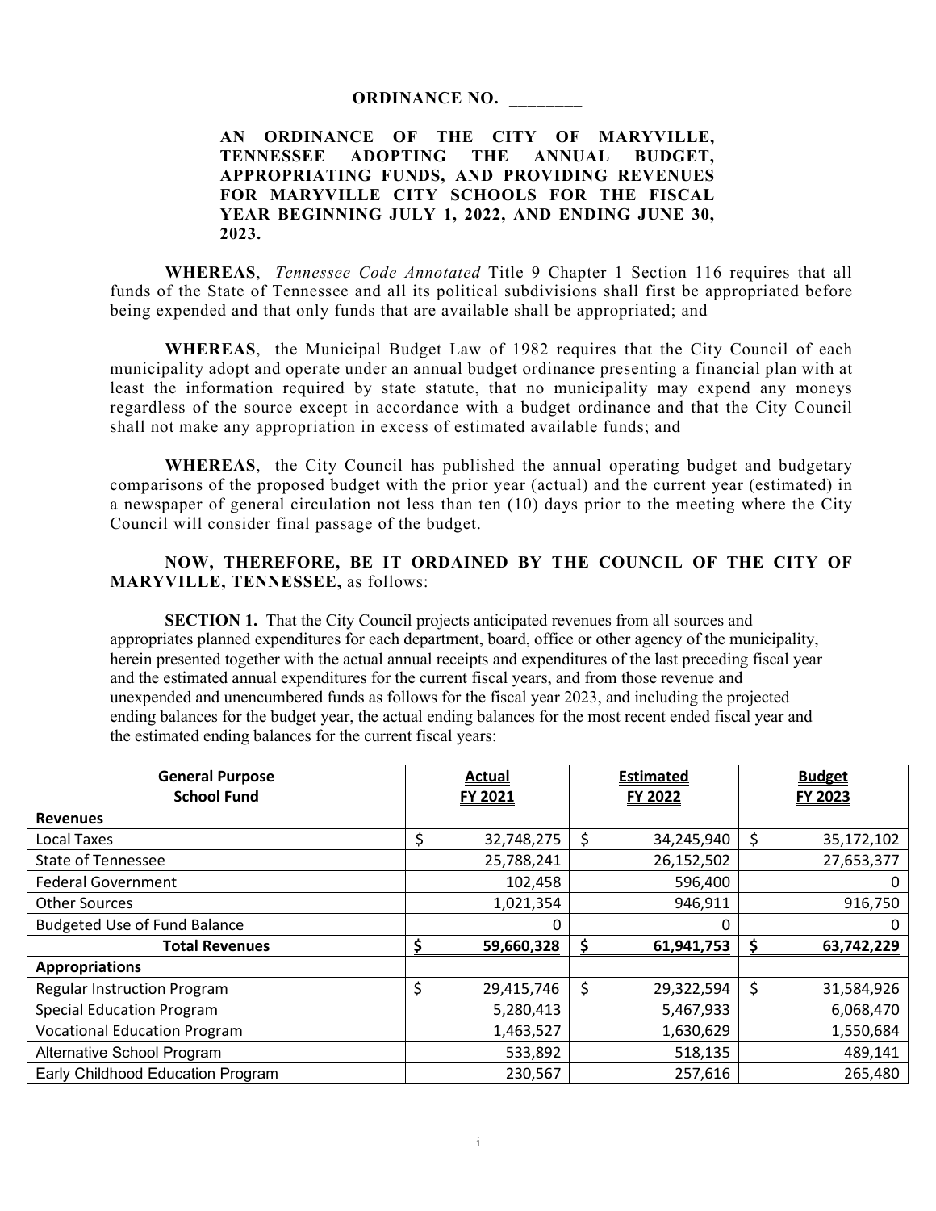**ORDINANCE NO. ________**

**AN ORDINANCE OF THE CITY OF MARYVILLE, TENNESSEE ADOPTING THE ANNUAL BUDGET, APPROPRIATING FUNDS, AND PROVIDING REVENUES FOR MARYVILLE CITY SCHOOLS FOR THE FISCAL YEAR BEGINNING JULY 1, 2022, AND ENDING JUNE 30, 2023.**

**WHEREAS**, *Tennessee Code Annotated* Title 9 Chapter 1 Section 116 requires that all funds of the State of Tennessee and all its political subdivisions shall first be appropriated before being expended and that only funds that are available shall be appropriated; and

**WHEREAS**, the Municipal Budget Law of 1982 requires that the City Council of each municipality adopt and operate under an annual budget ordinance presenting a financial plan with at least the information required by state statute, that no municipality may expend any moneys regardless of the source except in accordance with a budget ordinance and that the City Council shall not make any appropriation in excess of estimated available funds; and

**WHEREAS**, the City Council has published the annual operating budget and budgetary comparisons of the proposed budget with the prior year (actual) and the current year (estimated) in a newspaper of general circulation not less than ten (10) days prior to the meeting where the City Council will consider final passage of the budget.

**NOW, THEREFORE, BE IT ORDAINED BY THE COUNCIL OF THE CITY OF MARYVILLE, TENNESSEE,** as follows:

**SECTION 1.** That the City Council projects anticipated revenues from all sources and appropriates planned expenditures for each department, board, office or other agency of the municipality, herein presented together with the actual annual receipts and expenditures of the last preceding fiscal year and the estimated annual expenditures for the current fiscal years, and from those revenue and unexpended and unencumbered funds as follows for the fiscal year 2023, and including the projected ending balances for the budget year, the actual ending balances for the most recent ended fiscal year and the estimated ending balances for the current fiscal years:

| General Purpose School Fund | Actual FY 2021 | Estimated FY 2022 | Budget FY 2023 |
|---|---|---|---|
| **Revenues** | | | |
| Local Taxes | $ 32,748,275 | $ 34,245,940 | $ 35,172,102 |
| State of Tennessee | 25,788,241 | 26,152,502 | 27,653,377 |
| Federal Government | 102,458 | 596,400 | 0 |
| Other Sources | 1,021,354 | 946,911 | 916,750 |
| Budgeted Use of Fund Balance | 0 | 0 | 0 |
| **Total Revenues** | **$ 59,660,328** | **$ 61,941,753** | **$ 63,742,229** |
| **Appropriations** | | | |
| Regular Instruction Program | $ 29,415,746 | $ 29,322,594 | $ 31,584,926 |
| Special Education Program | 5,280,413 | 5,467,933 | 6,068,470 |
| Vocational Education Program | 1,463,527 | 1,630,629 | 1,550,684 |
| Alternative School Program | 533,892 | 518,135 | 489,141 |
| Early Childhood Education Program | 230,567 | 257,616 | 265,480 |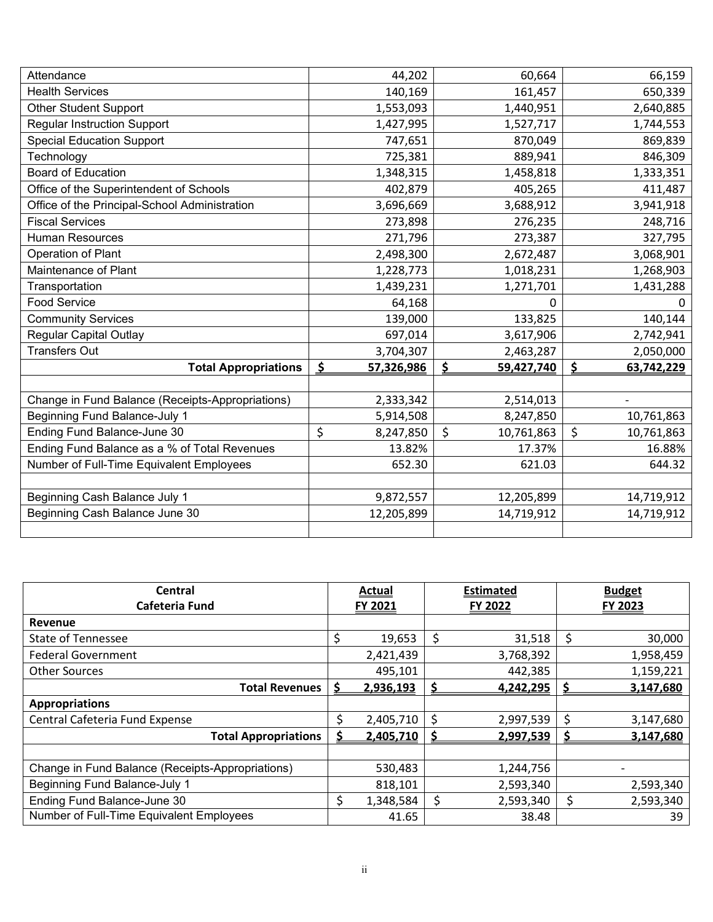| | | | |
|---|---|---|---|
| Attendance | 44,202 | 60,664 | 66,159 |
| Health Services | 140,169 | 161,457 | 650,339 |
| Other Student Support | 1,553,093 | 1,440,951 | 2,640,885 |
| Regular Instruction Support | 1,427,995 | 1,527,717 | 1,744,553 |
| Special Education Support | 747,651 | 870,049 | 869,839 |
| Technology | 725,381 | 889,941 | 846,309 |
| Board of Education | 1,348,315 | 1,458,818 | 1,333,351 |
| Office of the Superintendent of Schools | 402,879 | 405,265 | 411,487 |
| Office of the Principal-School Administration | 3,696,669 | 3,688,912 | 3,941,918 |
| Fiscal Services | 273,898 | 276,235 | 248,716 |
| Human Resources | 271,796 | 273,387 | 327,795 |
| Operation of Plant | 2,498,300 | 2,672,487 | 3,068,901 |
| Maintenance of Plant | 1,228,773 | 1,018,231 | 1,268,903 |
| Transportation | 1,439,231 | 1,271,701 | 1,431,288 |
| Food Service | 64,168 | 0 | 0 |
| Community Services | 139,000 | 133,825 | 140,144 |
| Regular Capital Outlay | 697,014 | 3,617,906 | 2,742,941 |
| Transfers Out | 3,704,307 | 2,463,287 | 2,050,000 |
| **Total Appropriations** | **$ 57,326,986** | **$ 59,427,740** | **$ 63,742,229** |
| | | | |
| Change in Fund Balance (Receipts-Appropriations) | 2,333,342 | 2,514,013 | - |
| Beginning Fund Balance-July 1 | 5,914,508 | 8,247,850 | 10,761,863 |
| Ending Fund Balance-June 30 | $ 8,247,850 | $ 10,761,863 | $ 10,761,863 |
| Ending Fund Balance as a % of Total Revenues | 13.82% | 17.37% | 16.88% |
| Number of Full-Time Equivalent Employees | 652.30 | 621.03 | 644.32 |
| | | | |
| Beginning Cash Balance July 1 | 9,872,557 | 12,205,899 | 14,719,912 |
| Beginning Cash Balance June 30 | 12,205,899 | 14,719,912 | 14,719,912 |
| | | | |

| **Central Cafeteria Fund** | **Actual FY 2021** | **Estimated FY 2022** | **Budget FY 2023** |
|---|---|---|---|
| **Revenue** | | | |
| State of Tennessee | $ 19,653 | $ 31,518 | $ 30,000 |
| Federal Government | 2,421,439 | 3,768,392 | 1,958,459 |
| Other Sources | 495,101 | 442,385 | 1,159,221 |
| **Total Revenues** | **$ 2,936,193** | **$ 4,242,295** | **$ 3,147,680** |
| **Appropriations** | | | |
| Central Cafeteria Fund Expense | $ 2,405,710 | $ 2,997,539 | $ 3,147,680 |
| **Total Appropriations** | **$ 2,405,710** | **$ 2,997,539** | **$ 3,147,680** |
| | | | |
| Change in Fund Balance (Receipts-Appropriations) | 530,483 | 1,244,756 | - |
| Beginning Fund Balance-July 1 | 818,101 | 2,593,340 | 2,593,340 |
| Ending Fund Balance-June 30 | $ 1,348,584 | $ 2,593,340 | $ 2,593,340 |
| Number of Full-Time Equivalent Employees | 41.65 | 38.48 | 39 |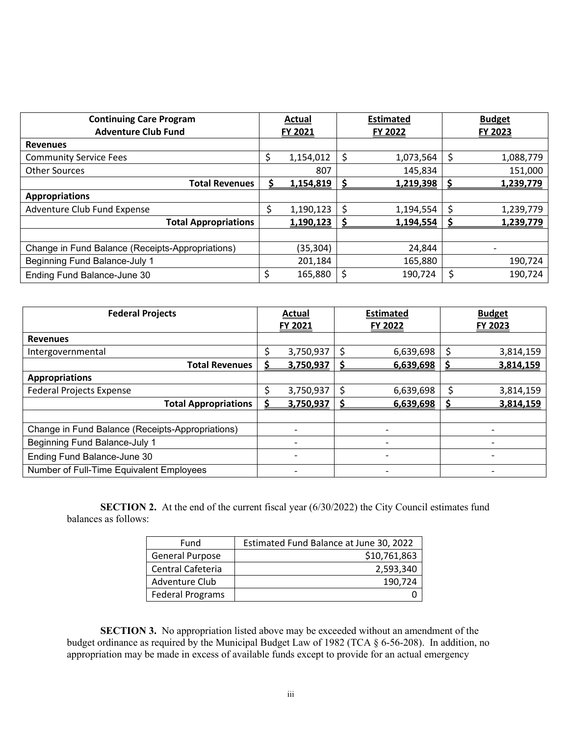| Continuing Care Program Adventure Club Fund | Actual FY 2021 | Estimated FY 2022 | Budget FY 2023 |
|---|---|---|---|
| **Revenues** | | | |
| Community Service Fees | $ 1,154,012 | $ 1,073,564 | $ 1,088,779 |
| Other Sources | 807 | 145,834 | 151,000 |
| **Total Revenues** | **$ 1,154,819** | **$ 1,219,398** | **$ 1,239,779** |
| **Appropriations** | | | |
| Adventure Club Fund Expense | $ 1,190,123 | $ 1,194,554 | $ 1,239,779 |
| **Total Appropriations** | **1,190,123** | **$ 1,194,554** | **$ 1,239,779** |
| | | | |
| Change in Fund Balance (Receipts-Appropriations) | (35,304) | 24,844 | - |
| Beginning Fund Balance-July 1 | 201,184 | 165,880 | 190,724 |
| Ending Fund Balance-June 30 | $ 165,880 | $ 190,724 | $ 190,724 |

| Federal Projects | Actual FY 2021 | Estimated FY 2022 | Budget FY 2023 |
|---|---|---|---|
| **Revenues** | | | |
| Intergovernmental | $ 3,750,937 | $ 6,639,698 | $ 3,814,159 |
| **Total Revenues** | **$ 3,750,937** | **$ 6,639,698** | **$ 3,814,159** |
| **Appropriations** | | | |
| Federal Projects Expense | $ 3,750,937 | $ 6,639,698 | $ 3,814,159 |
| **Total Appropriations** | **$ 3,750,937** | **$ 6,639,698** | **$ 3,814,159** |
| | | | |
| Change in Fund Balance (Receipts-Appropriations) | - | - | - |
| Beginning Fund Balance-July 1 | - | - | - |
| Ending Fund Balance-June 30 | - | - | - |
| Number of Full-Time Equivalent Employees | - | - | - |

**SECTION 2.** At the end of the current fiscal year (6/30/2022) the City Council estimates fund balances as follows:

| Fund | Estimated Fund Balance at June 30, 2022 |
|---|---|
| General Purpose | $10,761,863 |
| Central Cafeteria | 2,593,340 |
| Adventure Club | 190,724 |
| Federal Programs | 0 |

**SECTION 3.** No appropriation listed above may be exceeded without an amendment of the budget ordinance as required by the Municipal Budget Law of 1982 (TCA § 6-56-208). In addition, no appropriation may be made in excess of available funds except to provide for an actual emergency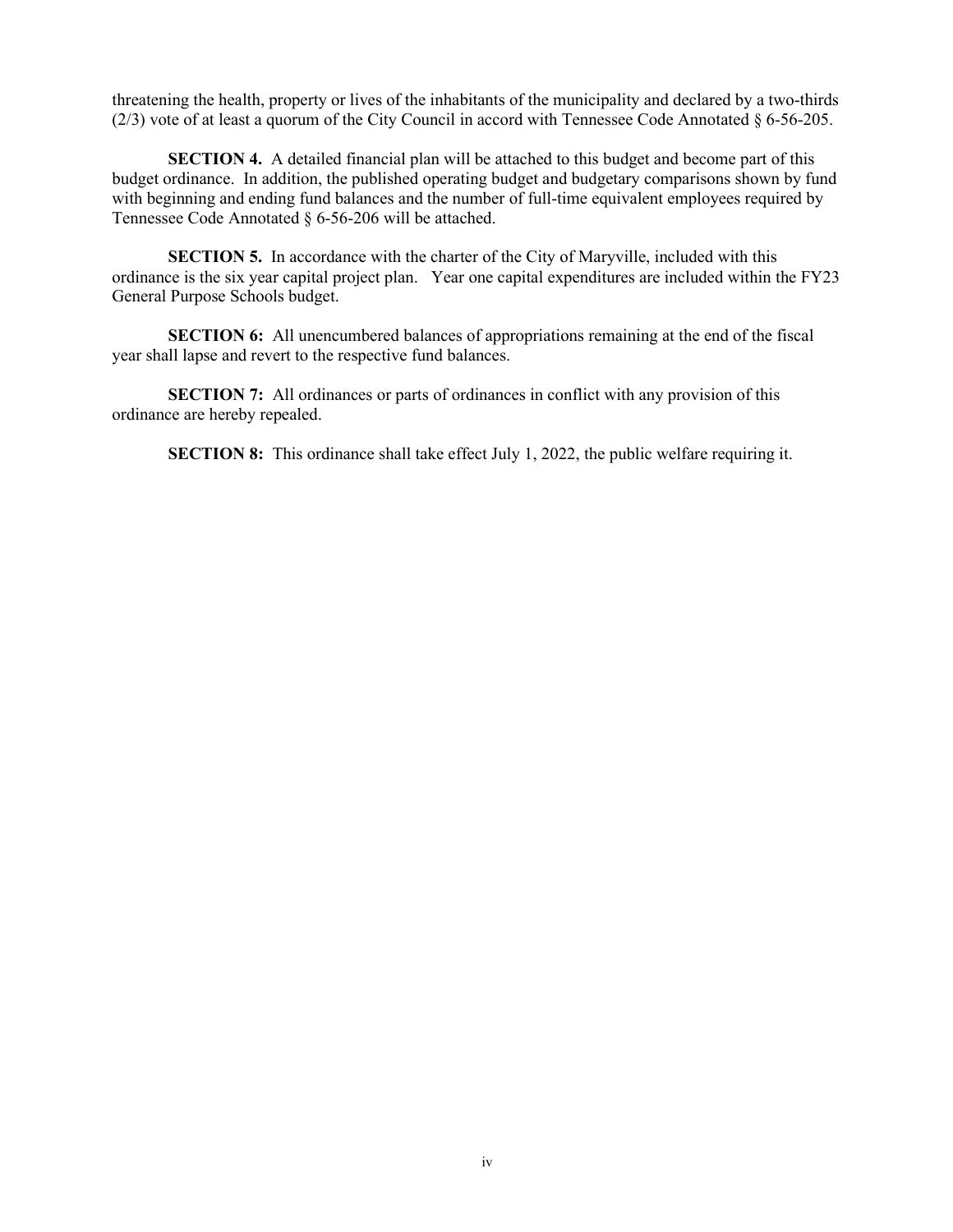threatening the health, property or lives of the inhabitants of the municipality and declared by a two-thirds (2/3) vote of at least a quorum of the City Council in accord with Tennessee Code Annotated § 6-56-205.

**SECTION 4.** A detailed financial plan will be attached to this budget and become part of this budget ordinance. In addition, the published operating budget and budgetary comparisons shown by fund with beginning and ending fund balances and the number of full-time equivalent employees required by Tennessee Code Annotated § 6-56-206 will be attached.

**SECTION 5.** In accordance with the charter of the City of Maryville, included with this ordinance is the six year capital project plan. Year one capital expenditures are included within the FY23 General Purpose Schools budget.

**SECTION 6:** All unencumbered balances of appropriations remaining at the end of the fiscal year shall lapse and revert to the respective fund balances.

**SECTION 7:** All ordinances or parts of ordinances in conflict with any provision of this ordinance are hereby repealed.

**SECTION 8:** This ordinance shall take effect July 1, 2022, the public welfare requiring it.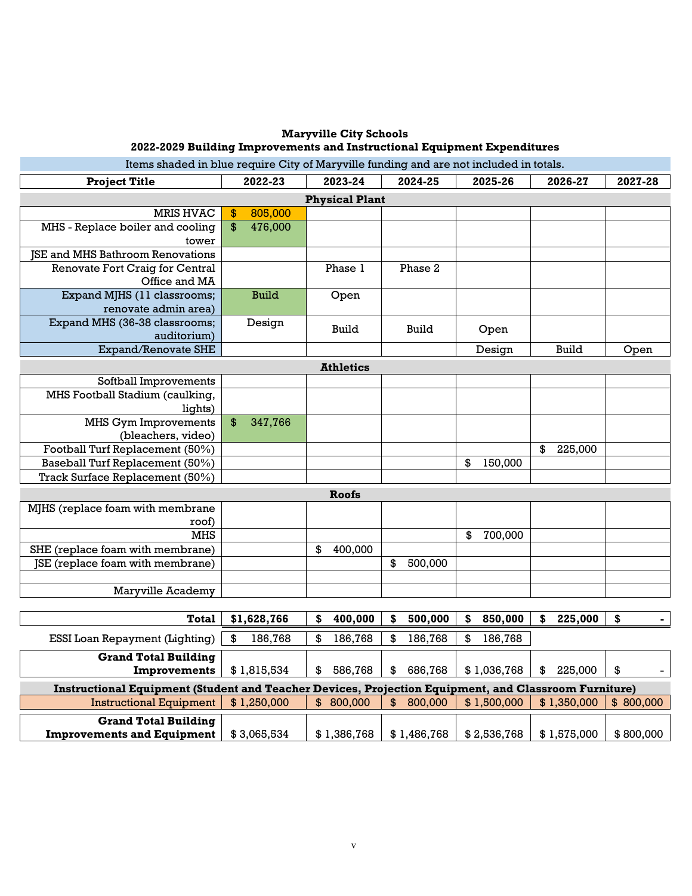**Maryville City Schools**
**2022-2029 Building Improvements and Instructional Equipment Expenditures**

Items shaded in blue require City of Maryville funding and are not included in totals.

| Project Title | 2022-23 | 2023-24 | 2024-25 | 2025-26 | 2026-27 | 2027-28 |
|---|---|---|---|---|---|---|
| **Physical Plant** | | | | | | |
| MRIS HVAC | $ 805,000 | | | | | |
| MHS - Replace boiler and cooling tower | $ 476,000 | | | | | |
| JSE and MHS Bathroom Renovations | | | | | | |
| Renovate Fort Craig for Central Office and MA | | Phase 1 | Phase 2 | | | |
| Expand MJHS (11 classrooms; renovate admin area) | Build | Open | | | | |
| Expand MHS (36-38 classrooms; auditorium) | Design | Build | Build | Open | | |
| Expand/Renovate SHE | | | | Design | Build | Open |
| **Athletics** | | | | | | |
| Softball Improvements | | | | | | |
| MHS Football Stadium (caulking, lights) | | | | | | |
| MHS Gym Improvements (bleachers, video) | $ 347,766 | | | | | |
| Football Turf Replacement (50%) | | | | | $ 225,000 | |
| Baseball Turf Replacement (50%) | | | | $ 150,000 | | |
| Track Surface Replacement (50%) | | | | | | |
| **Roofs** | | | | | | |
| MJHS (replace foam with membrane roof) | | | | | | |
| MHS | | | | $ 700,000 | | |
| SHE (replace foam with membrane) | | $ 400,000 | | | | |
| JSE (replace foam with membrane) | | | $ 500,000 | | | |
| | | | | | | |
| Maryville Academy | | | | | | |
| **Total** | **$1,628,766** | **$ 400,000** | **$ 500,000** | **$ 850,000** | **$ 225,000** | **$ -** |
| ESSI Loan Repayment (Lighting) | $ 186,768 | $ 186,768 | $ 186,768 | $ 186,768 | | |
| **Grand Total Building Improvements** | $ 1,815,534 | $ 586,768 | $ 686,768 | $ 1,036,768 | $ 225,000 | $ - |
| **Instructional Equipment (Student and Teacher Devices, Projection Equipment, and Classroom Furniture)** | | | | | | |
| Instructional Equipment | $ 1,250,000 | $ 800,000 | $ 800,000 | $ 1,500,000 | $ 1,350,000 | $ 800,000 |
| **Grand Total Building Improvements and Equipment** | $ 3,065,534 | $ 1,386,768 | $ 1,486,768 | $ 2,536,768 | $ 1,575,000 | $ 800,000 |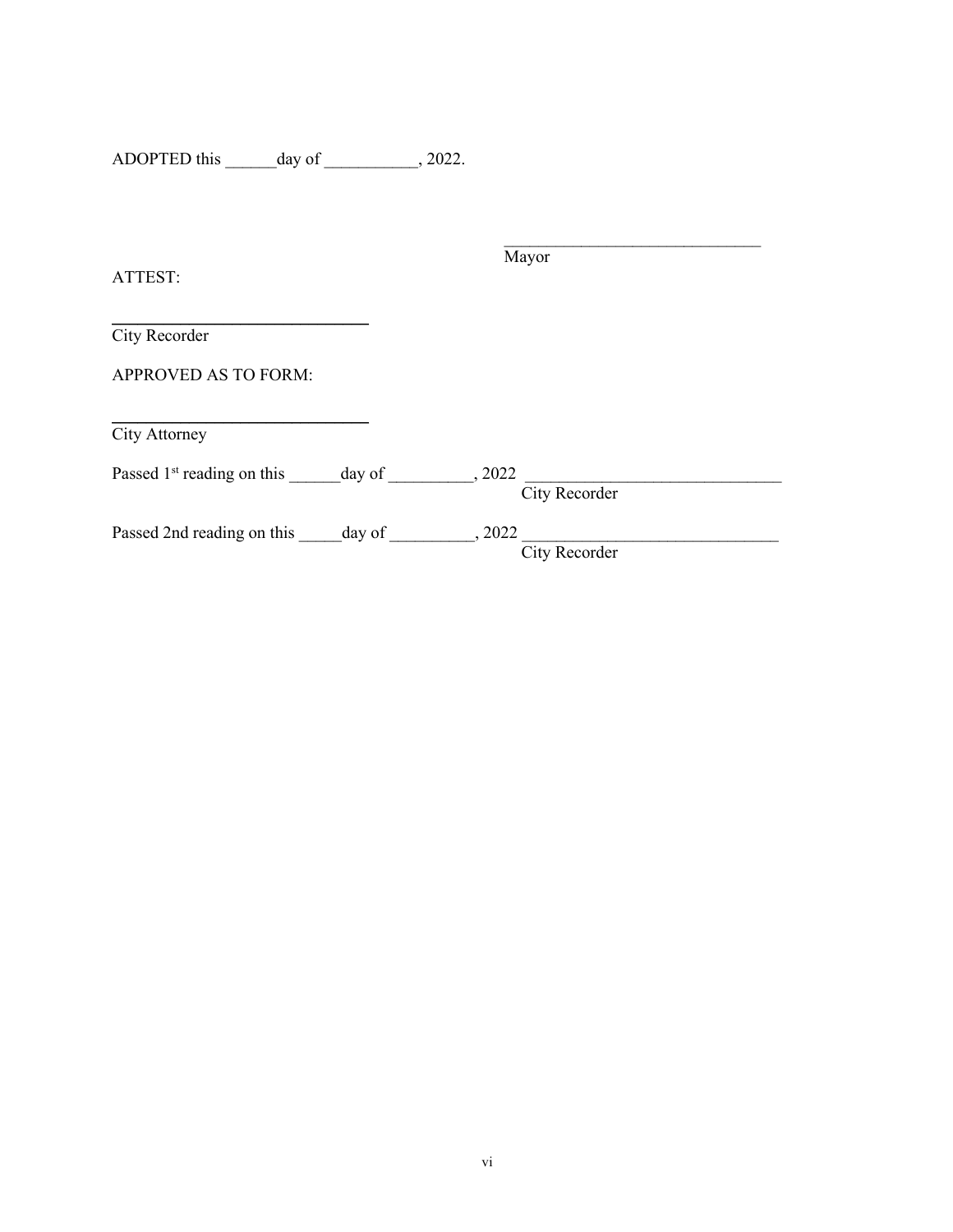ADOPTED this ______day of ___________, 2022.

______________________________
Mayor

ATTEST:

______________________________
City Recorder

APPROVED AS TO FORM:

______________________________
City Attorney

Passed 1st reading on this ______day of __________, 2022 ______________________________
City Recorder

Passed 2nd reading on this _____day of __________, 2022 ______________________________
City Recorder